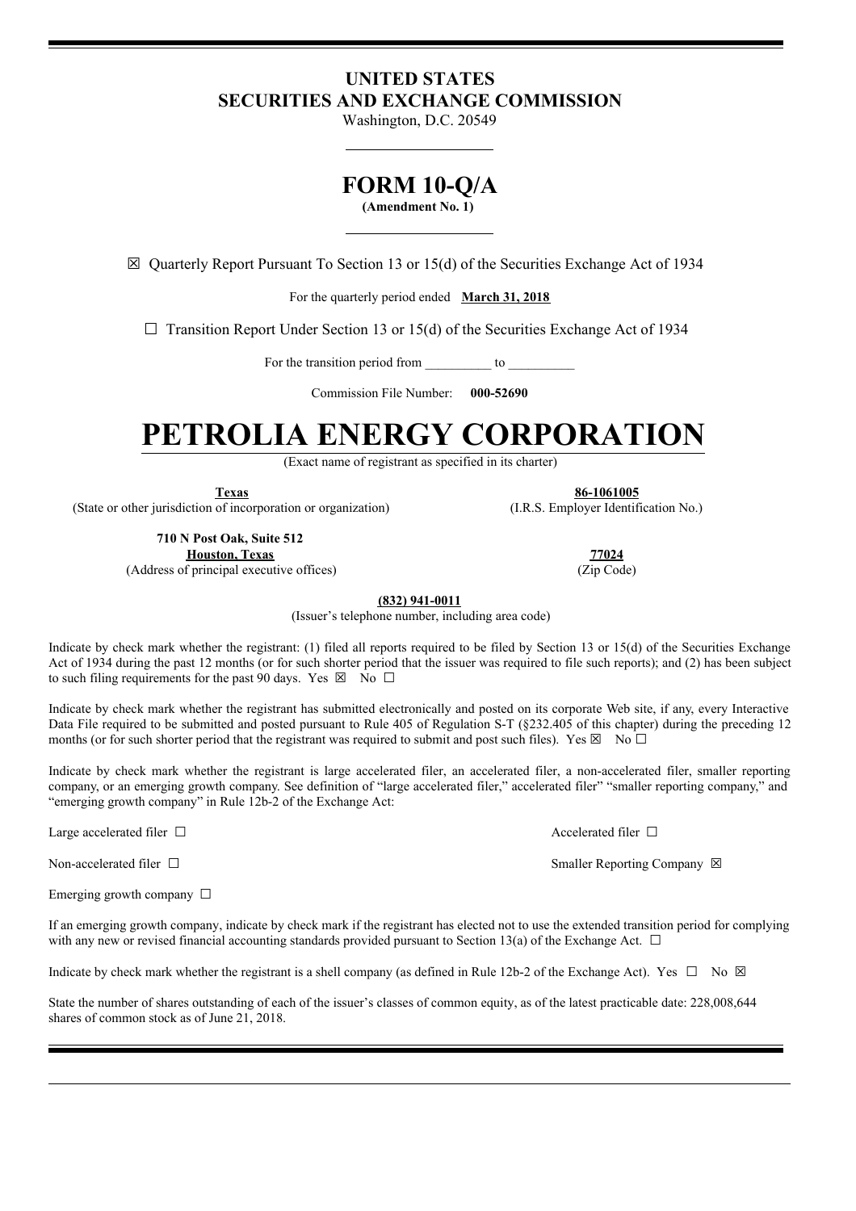# UNITED STATES
# SECURITIES AND EXCHANGE COMMISSION

Washington, D.C. 20549

# FORM 10-Q/A

**(Amendment No. 1)**

☒ Quarterly Report Pursuant To Section 13 or 15(d) of the Securities Exchange Act of 1934

For the quarterly period ended **March 31, 2018**

☐ Transition Report Under Section 13 or 15(d) of the Securities Exchange Act of 1934

For the transition period from __________ to __________

Commission File Number: **000-52690**

# PETROLIA ENERGY CORPORATION

(Exact name of registrant as specified in its charter)

| **Texas** | **86-1061005** |
|---|---|
| (State or other jurisdiction of incorporation or organization) | (I.R.S. Employer Identification No.) |

| **710 N Post Oak, Suite 512** **Houston, Texas** | **77024** |
|---|---|
| (Address of principal executive offices) | (Zip Code) |

**(832) 941-0011**

(Issuer's telephone number, including area code)

Indicate by check mark whether the registrant: (1) filed all reports required to be filed by Section 13 or 15(d) of the Securities Exchange Act of 1934 during the past 12 months (or for such shorter period that the issuer was required to file such reports); and (2) has been subject to such filing requirements for the past 90 days. Yes ☒ No ☐

Indicate by check mark whether the registrant has submitted electronically and posted on its corporate Web site, if any, every Interactive Data File required to be submitted and posted pursuant to Rule 405 of Regulation S-T (§232.405 of this chapter) during the preceding 12 months (or for such shorter period that the registrant was required to submit and post such files). Yes ☒ No ☐

Indicate by check mark whether the registrant is large accelerated filer, an accelerated filer, a non-accelerated filer, smaller reporting company, or an emerging growth company. See definition of "large accelerated filer," accelerated filer" "smaller reporting company," and "emerging growth company" in Rule 12b-2 of the Exchange Act:

| | |
|---|---|
| Large accelerated filer ☐ | Accelerated filer ☐ |
| Non-accelerated filer ☐ | Smaller Reporting Company ☒ |
| Emerging growth company ☐ | |

If an emerging growth company, indicate by check mark if the registrant has elected not to use the extended transition period for complying with any new or revised financial accounting standards provided pursuant to Section 13(a) of the Exchange Act. ☐

Indicate by check mark whether the registrant is a shell company (as defined in Rule 12b-2 of the Exchange Act). Yes ☐ No ☒

State the number of shares outstanding of each of the issuer's classes of common equity, as of the latest practicable date: 228,008,644 shares of common stock as of June 21, 2018.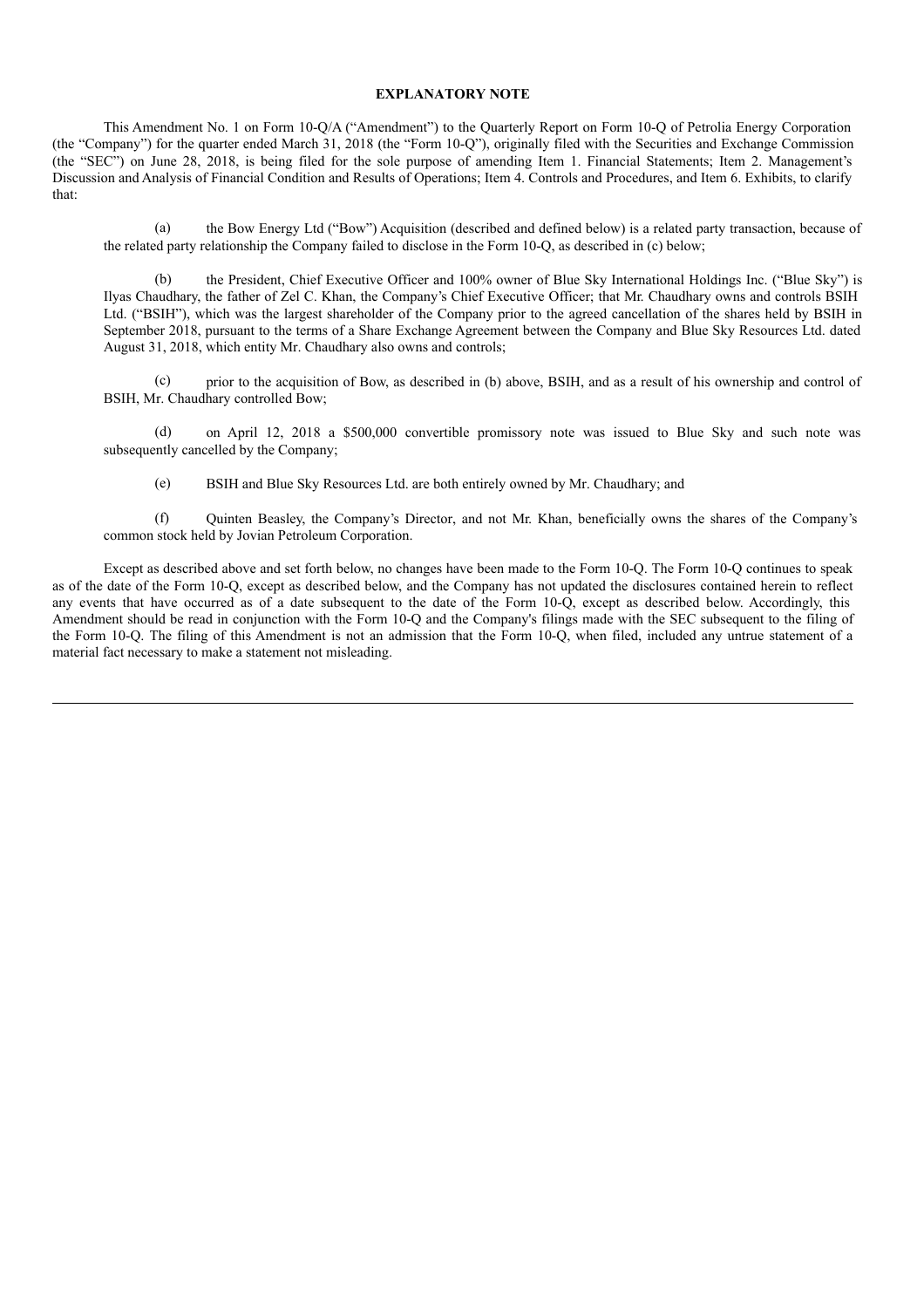**EXPLANATORY NOTE**

This Amendment No. 1 on Form 10-Q/A ("Amendment") to the Quarterly Report on Form 10-Q of Petrolia Energy Corporation (the "Company") for the quarter ended March 31, 2018 (the "Form 10-Q"), originally filed with the Securities and Exchange Commission (the "SEC") on June 28, 2018, is being filed for the sole purpose of amending Item 1. Financial Statements; Item 2. Management's Discussion and Analysis of Financial Condition and Results of Operations; Item 4. Controls and Procedures, and Item 6. Exhibits, to clarify that:

(a) the Bow Energy Ltd ("Bow") Acquisition (described and defined below) is a related party transaction, because of the related party relationship the Company failed to disclose in the Form 10-Q, as described in (c) below;

(b) the President, Chief Executive Officer and 100% owner of Blue Sky International Holdings Inc. ("Blue Sky") is Ilyas Chaudhary, the father of Zel C. Khan, the Company's Chief Executive Officer; that Mr. Chaudhary owns and controls BSIH Ltd. ("BSIH"), which was the largest shareholder of the Company prior to the agreed cancellation of the shares held by BSIH in September 2018, pursuant to the terms of a Share Exchange Agreement between the Company and Blue Sky Resources Ltd. dated August 31, 2018, which entity Mr. Chaudhary also owns and controls;

(c) prior to the acquisition of Bow, as described in (b) above, BSIH, and as a result of his ownership and control of BSIH, Mr. Chaudhary controlled Bow;

(d) on April 12, 2018 a $500,000 convertible promissory note was issued to Blue Sky and such note was subsequently cancelled by the Company;

(e) BSIH and Blue Sky Resources Ltd. are both entirely owned by Mr. Chaudhary; and

(f) Quinten Beasley, the Company's Director, and not Mr. Khan, beneficially owns the shares of the Company's common stock held by Jovian Petroleum Corporation.

Except as described above and set forth below, no changes have been made to the Form 10-Q. The Form 10-Q continues to speak as of the date of the Form 10-Q, except as described below, and the Company has not updated the disclosures contained herein to reflect any events that have occurred as of a date subsequent to the date of the Form 10-Q, except as described below. Accordingly, this Amendment should be read in conjunction with the Form 10-Q and the Company's filings made with the SEC subsequent to the filing of the Form 10-Q. The filing of this Amendment is not an admission that the Form 10-Q, when filed, included any untrue statement of a material fact necessary to make a statement not misleading.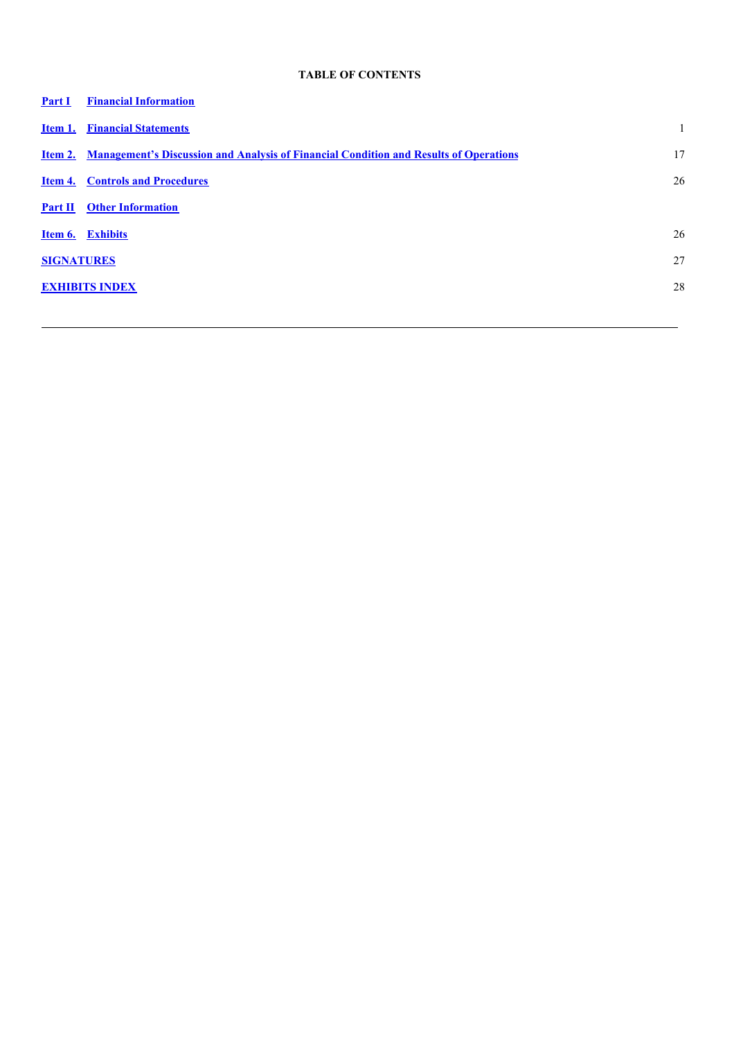**TABLE OF CONTENTS**

| | | |
|---|---|---|
| **Part I** | **Financial Information** | |
| **Item 1.** | **Financial Statements** | 1 |
| **Item 2.** | **Management's Discussion and Analysis of Financial Condition and Results of Operations** | 17 |
| **Item 4.** | **Controls and Procedures** | 26 |
| **Part II** | **Other Information** | |
| **Item 6.** | **Exhibits** | 26 |
| **SIGNATURES** | | 27 |
| **EXHIBITS INDEX** | | 28 |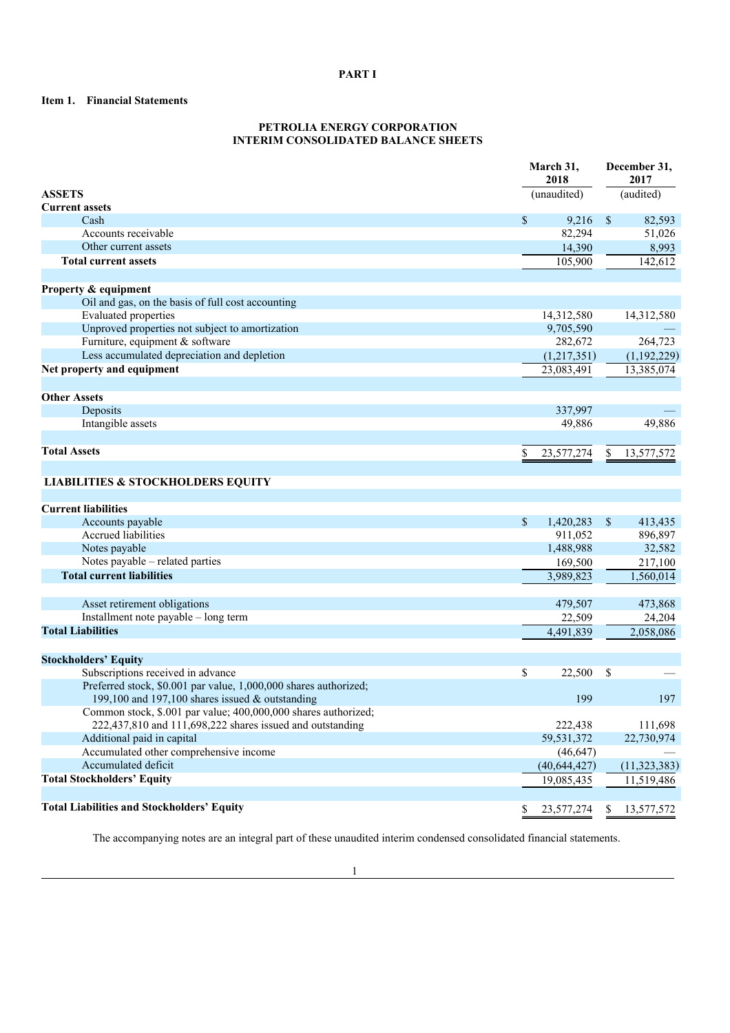# PART I

## Item 1. Financial Statements

### PETROLIA ENERGY CORPORATION
### INTERIM CONSOLIDATED BALANCE SHEETS

| | March 31, 2018 | December 31, 2017 |
|---|---|---|
| **ASSETS** | (unaudited) | (audited) |
| **Current assets** | | |
| Cash | $ 9,216 | $ 82,593 |
| Accounts receivable | 82,294 | 51,026 |
| Other current assets | 14,390 | 8,993 |
| **Total current assets** | 105,900 | 142,612 |
| | | |
| **Property & equipment** | | |
| Oil and gas, on the basis of full cost accounting | | |
| Evaluated properties | 14,312,580 | 14,312,580 |
| Unproved properties not subject to amortization | 9,705,590 | — |
| Furniture, equipment & software | 282,672 | 264,723 |
| Less accumulated depreciation and depletion | (1,217,351) | (1,192,229) |
| **Net property and equipment** | 23,083,491 | 13,385,074 |
| | | |
| **Other Assets** | | |
| Deposits | 337,997 | — |
| Intangible assets | 49,886 | 49,886 |
| | | |
| **Total Assets** | $ 23,577,274 | $ 13,577,572 |
| | | |
| **LIABILITIES & STOCKHOLDERS EQUITY** | | |
| | | |
| **Current liabilities** | | |
| Accounts payable | $ 1,420,283 | $ 413,435 |
| Accrued liabilities | 911,052 | 896,897 |
| Notes payable | 1,488,988 | 32,582 |
| Notes payable – related parties | 169,500 | 217,100 |
| **Total current liabilities** | 3,989,823 | 1,560,014 |
| | | |
| Asset retirement obligations | 479,507 | 473,868 |
| Installment note payable – long term | 22,509 | 24,204 |
| **Total Liabilities** | 4,491,839 | 2,058,086 |
| | | |
| **Stockholders' Equity** | | |
| Subscriptions received in advance | $ 22,500 | $ — |
| Preferred stock, $0.001 par value, 1,000,000 shares authorized; 199,100 and 197,100 shares issued & outstanding | 199 | 197 |
| Common stock, $.001 par value; 400,000,000 shares authorized; 222,437,810 and 111,698,222 shares issued and outstanding | 222,438 | 111,698 |
| Additional paid in capital | 59,531,372 | 22,730,974 |
| Accumulated other comprehensive income | (46,647) | — |
| Accumulated deficit | (40,644,427) | (11,323,383) |
| **Total Stockholders' Equity** | 19,085,435 | 11,519,486 |
| | | |
| **Total Liabilities and Stockholders' Equity** | $ 23,577,274 | $ 13,577,572 |

The accompanying notes are an integral part of these unaudited interim condensed consolidated financial statements.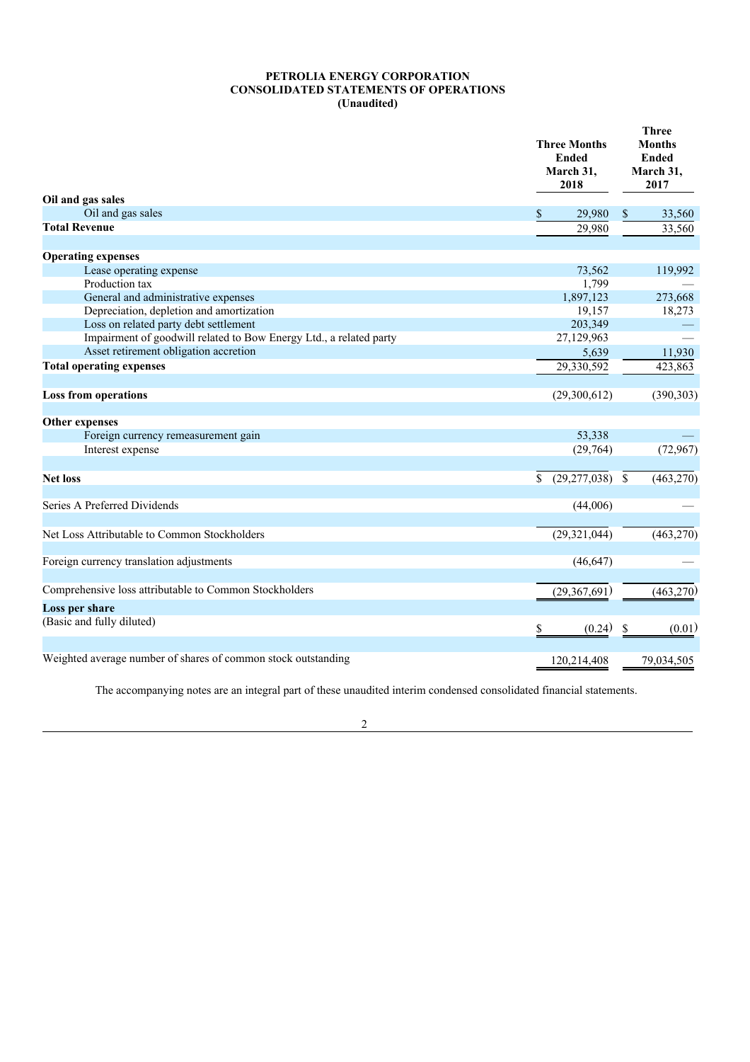**PETROLIA ENERGY CORPORATION**
**CONSOLIDATED STATEMENTS OF OPERATIONS**
**(Unaudited)**

| | Three Months Ended March 31, 2018 | Three Months Ended March 31, 2017 |
|---|---|---|
| **Oil and gas sales** | | |
| Oil and gas sales | $ 29,980 | $ 33,560 |
| **Total Revenue** | 29,980 | 33,560 |
| | | |
| **Operating expenses** | | |
| Lease operating expense | 73,562 | 119,992 |
| Production tax | 1,799 | — |
| General and administrative expenses | 1,897,123 | 273,668 |
| Depreciation, depletion and amortization | 19,157 | 18,273 |
| Loss on related party debt settlement | 203,349 | — |
| Impairment of goodwill related to Bow Energy Ltd., a related party | 27,129,963 | — |
| Asset retirement obligation accretion | 5,639 | 11,930 |
| **Total operating expenses** | 29,330,592 | 423,863 |
| | | |
| **Loss from operations** | (29,300,612) | (390,303) |
| | | |
| **Other expenses** | | |
| Foreign currency remeasurement gain | 53,338 | — |
| Interest expense | (29,764) | (72,967) |
| | | |
| **Net loss** | $ (29,277,038) | $ (463,270) |
| | | |
| Series A Preferred Dividends | (44,006) | — |
| | | |
| Net Loss Attributable to Common Stockholders | (29,321,044) | (463,270) |
| | | |
| Foreign currency translation adjustments | (46,647) | — |
| | | |
| Comprehensive loss attributable to Common Stockholders | (29,367,691) | (463,270) |
| **Loss per share** | | |
| (Basic and fully diluted) | $ (0.24) | $ (0.01) |
| | | |
| Weighted average number of shares of common stock outstanding | 120,214,408 | 79,034,505 |

The accompanying notes are an integral part of these unaudited interim condensed consolidated financial statements.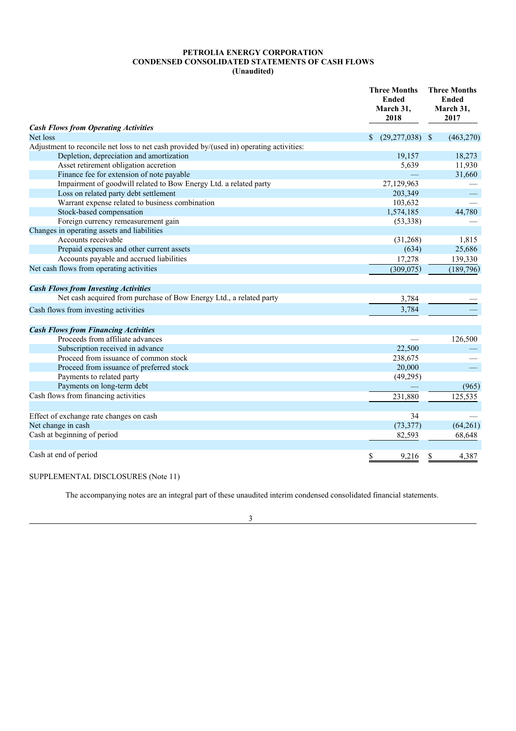# PETROLIA ENERGY CORPORATION
## CONDENSED CONSOLIDATED STATEMENTS OF CASH FLOWS
### (Unaudited)

| | Three Months Ended March 31, 2018 | Three Months Ended March 31, 2017 |
|---|---|---|
| ***Cash Flows from Operating Activities*** | | |
| Net loss | $ (29,277,038) | $ (463,270) |
| Adjustment to reconcile net loss to net cash provided by/(used in) operating activities: | | |
| Depletion, depreciation and amortization | 19,157 | 18,273 |
| Asset retirement obligation accretion | 5,639 | 11,930 |
| Finance fee for extension of note payable | — | 31,660 |
| Impairment of goodwill related to Bow Energy Ltd. a related party | 27,129,963 | — |
| Loss on related party debt settlement | 203,349 | — |
| Warrant expense related to business combination | 103,632 | — |
| Stock-based compensation | 1,574,185 | 44,780 |
| Foreign currency remeasurement gain | (53,338) | — |
| Changes in operating assets and liabilities | | |
| Accounts receivable | (31,268) | 1,815 |
| Prepaid expenses and other current assets | (634) | 25,686 |
| Accounts payable and accrued liabilities | 17,278 | 139,330 |
| Net cash flows from operating activities | (309,075) | (189,796) |
| ***Cash Flows from Investing Activities*** | | |
| Net cash acquired from purchase of Bow Energy Ltd., a related party | 3,784 | — |
| Cash flows from investing activities | 3,784 | — |
| ***Cash Flows from Financing Activities*** | | |
| Proceeds from affiliate advances | — | 126,500 |
| Subscription received in advance | 22,500 | — |
| Proceed from issuance of common stock | 238,675 | — |
| Proceed from issuance of preferred stock | 20,000 | — |
| Payments to related party | (49,295) | |
| Payments on long-term debt | — | (965) |
| Cash flows from financing activities | 231,880 | 125,535 |
| Effect of exchange rate changes on cash | 34 | — |
| Net change in cash | (73,377) | (64,261) |
| Cash at beginning of period | 82,593 | 68,648 |
| Cash at end of period | $ 9,216 | $ 4,387 |

SUPPLEMENTAL DISCLOSURES (Note 11)

The accompanying notes are an integral part of these unaudited interim condensed consolidated financial statements.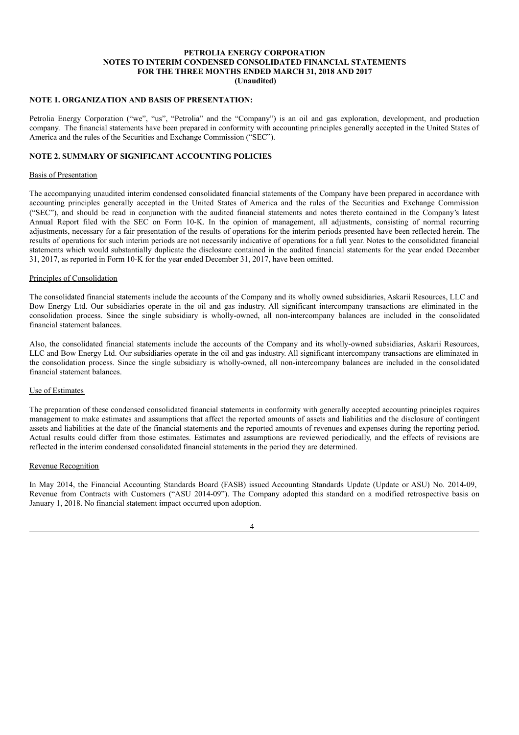# PETROLIA ENERGY CORPORATION
## NOTES TO INTERIM CONDENSED CONSOLIDATED FINANCIAL STATEMENTS
## FOR THE THREE MONTHS ENDED MARCH 31, 2018 AND 2017
## (Unaudited)

### NOTE 1. ORGANIZATION AND BASIS OF PRESENTATION:

Petrolia Energy Corporation ("we", "us", "Petrolia" and the "Company") is an oil and gas exploration, development, and production company. The financial statements have been prepared in conformity with accounting principles generally accepted in the United States of America and the rules of the Securities and Exchange Commission ("SEC").

### NOTE 2. SUMMARY OF SIGNIFICANT ACCOUNTING POLICIES

Basis of Presentation

The accompanying unaudited interim condensed consolidated financial statements of the Company have been prepared in accordance with accounting principles generally accepted in the United States of America and the rules of the Securities and Exchange Commission ("SEC"), and should be read in conjunction with the audited financial statements and notes thereto contained in the Company's latest Annual Report filed with the SEC on Form 10-K. In the opinion of management, all adjustments, consisting of normal recurring adjustments, necessary for a fair presentation of the results of operations for the interim periods presented have been reflected herein. The results of operations for such interim periods are not necessarily indicative of operations for a full year. Notes to the consolidated financial statements which would substantially duplicate the disclosure contained in the audited financial statements for the year ended December 31, 2017, as reported in Form 10-K for the year ended December 31, 2017, have been omitted.

Principles of Consolidation

The consolidated financial statements include the accounts of the Company and its wholly owned subsidiaries, Askarii Resources, LLC and Bow Energy Ltd. Our subsidiaries operate in the oil and gas industry. All significant intercompany transactions are eliminated in the consolidation process. Since the single subsidiary is wholly-owned, all non-intercompany balances are included in the consolidated financial statement balances.

Also, the consolidated financial statements include the accounts of the Company and its wholly-owned subsidiaries, Askarii Resources, LLC and Bow Energy Ltd. Our subsidiaries operate in the oil and gas industry. All significant intercompany transactions are eliminated in the consolidation process. Since the single subsidiary is wholly-owned, all non-intercompany balances are included in the consolidated financial statement balances.

Use of Estimates

The preparation of these condensed consolidated financial statements in conformity with generally accepted accounting principles requires management to make estimates and assumptions that affect the reported amounts of assets and liabilities and the disclosure of contingent assets and liabilities at the date of the financial statements and the reported amounts of revenues and expenses during the reporting period. Actual results could differ from those estimates. Estimates and assumptions are reviewed periodically, and the effects of revisions are reflected in the interim condensed consolidated financial statements in the period they are determined.

Revenue Recognition

In May 2014, the Financial Accounting Standards Board (FASB) issued Accounting Standards Update (Update or ASU) No. 2014-09, Revenue from Contracts with Customers ("ASU 2014-09"). The Company adopted this standard on a modified retrospective basis on January 1, 2018. No financial statement impact occurred upon adoption.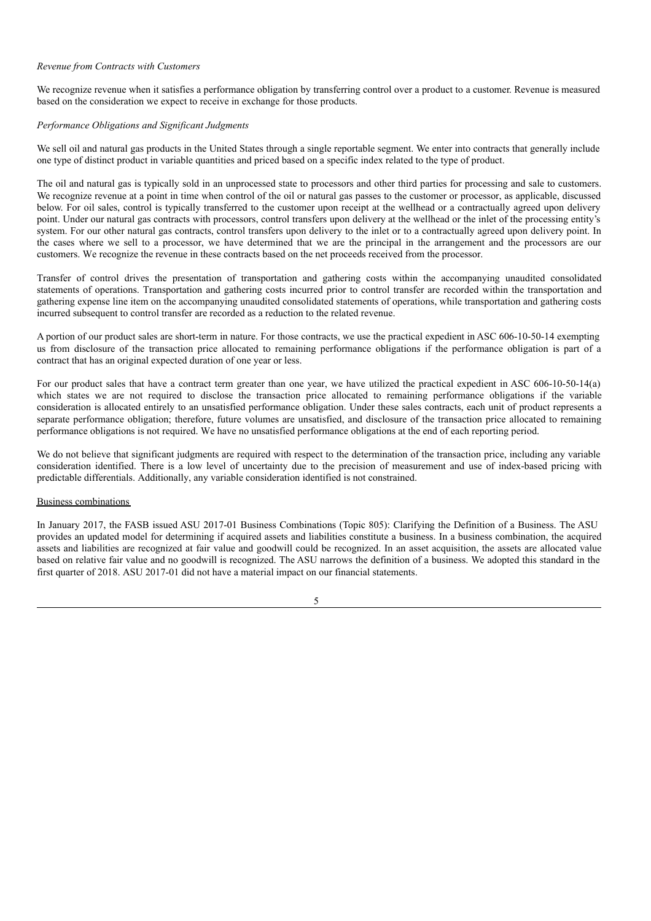*Revenue from Contracts with Customers*

We recognize revenue when it satisfies a performance obligation by transferring control over a product to a customer. Revenue is measured based on the consideration we expect to receive in exchange for those products.

*Performance Obligations and Significant Judgments*

We sell oil and natural gas products in the United States through a single reportable segment. We enter into contracts that generally include one type of distinct product in variable quantities and priced based on a specific index related to the type of product.

The oil and natural gas is typically sold in an unprocessed state to processors and other third parties for processing and sale to customers. We recognize revenue at a point in time when control of the oil or natural gas passes to the customer or processor, as applicable, discussed below. For oil sales, control is typically transferred to the customer upon receipt at the wellhead or a contractually agreed upon delivery point. Under our natural gas contracts with processors, control transfers upon delivery at the wellhead or the inlet of the processing entity's system. For our other natural gas contracts, control transfers upon delivery to the inlet or to a contractually agreed upon delivery point. In the cases where we sell to a processor, we have determined that we are the principal in the arrangement and the processors are our customers. We recognize the revenue in these contracts based on the net proceeds received from the processor.

Transfer of control drives the presentation of transportation and gathering costs within the accompanying unaudited consolidated statements of operations. Transportation and gathering costs incurred prior to control transfer are recorded within the transportation and gathering expense line item on the accompanying unaudited consolidated statements of operations, while transportation and gathering costs incurred subsequent to control transfer are recorded as a reduction to the related revenue.

A portion of our product sales are short-term in nature. For those contracts, we use the practical expedient in ASC 606-10-50-14 exempting us from disclosure of the transaction price allocated to remaining performance obligations if the performance obligation is part of a contract that has an original expected duration of one year or less.

For our product sales that have a contract term greater than one year, we have utilized the practical expedient in ASC 606-10-50-14(a) which states we are not required to disclose the transaction price allocated to remaining performance obligations if the variable consideration is allocated entirely to an unsatisfied performance obligation. Under these sales contracts, each unit of product represents a separate performance obligation; therefore, future volumes are unsatisfied, and disclosure of the transaction price allocated to remaining performance obligations is not required. We have no unsatisfied performance obligations at the end of each reporting period.

We do not believe that significant judgments are required with respect to the determination of the transaction price, including any variable consideration identified. There is a low level of uncertainty due to the precision of measurement and use of index-based pricing with predictable differentials. Additionally, any variable consideration identified is not constrained.

Business combinations

In January 2017, the FASB issued ASU 2017-01 Business Combinations (Topic 805): Clarifying the Definition of a Business. The ASU provides an updated model for determining if acquired assets and liabilities constitute a business. In a business combination, the acquired assets and liabilities are recognized at fair value and goodwill could be recognized. In an asset acquisition, the assets are allocated value based on relative fair value and no goodwill is recognized. The ASU narrows the definition of a business. We adopted this standard in the first quarter of 2018. ASU 2017-01 did not have a material impact on our financial statements.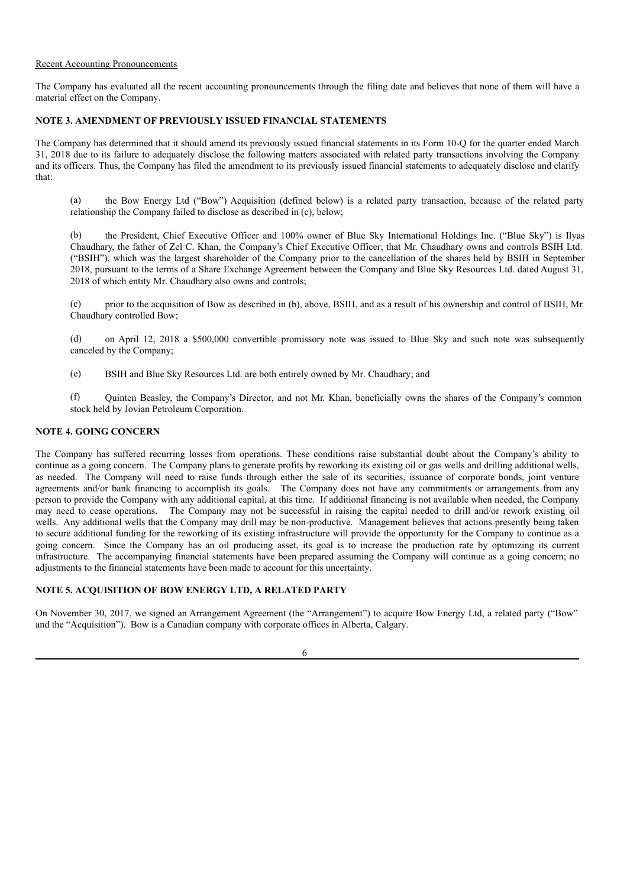Recent Accounting Pronouncements

The Company has evaluated all the recent accounting pronouncements through the filing date and believes that none of them will have a material effect on the Company.

**NOTE 3. AMENDMENT OF PREVIOUSLY ISSUED FINANCIAL STATEMENTS**

The Company has determined that it should amend its previously issued financial statements in its Form 10-Q for the quarter ended March 31, 2018 due to its failure to adequately disclose the following matters associated with related party transactions involving the Company and its officers. Thus, the Company has filed the amendment to its previously issued financial statements to adequately disclose and clarify that:

(a) the Bow Energy Ltd ("Bow") Acquisition (defined below) is a related party transaction, because of the related party relationship the Company failed to disclose as described in (c), below;

(b) the President, Chief Executive Officer and 100% owner of Blue Sky International Holdings Inc. ("Blue Sky") is Ilyas Chaudhary, the father of Zel C. Khan, the Company's Chief Executive Officer; that Mr. Chaudhary owns and controls BSIH Ltd. ("BSIH"), which was the largest shareholder of the Company prior to the cancellation of the shares held by BSIH in September 2018, pursuant to the terms of a Share Exchange Agreement between the Company and Blue Sky Resources Ltd. dated August 31, 2018 of which entity Mr. Chaudhary also owns and controls;

(c) prior to the acquisition of Bow as described in (b), above, BSIH, and as a result of his ownership and control of BSIH, Mr. Chaudhary controlled Bow;

(d) on April 12, 2018 a $500,000 convertible promissory note was issued to Blue Sky and such note was subsequently canceled by the Company;

(e) BSIH and Blue Sky Resources Ltd. are both entirely owned by Mr. Chaudhary; and

(f) Quinten Beasley, the Company's Director, and not Mr. Khan, beneficially owns the shares of the Company's common stock held by Jovian Petroleum Corporation.

**NOTE 4. GOING CONCERN**

The Company has suffered recurring losses from operations. These conditions raise substantial doubt about the Company's ability to continue as a going concern. The Company plans to generate profits by reworking its existing oil or gas wells and drilling additional wells, as needed. The Company will need to raise funds through either the sale of its securities, issuance of corporate bonds, joint venture agreements and/or bank financing to accomplish its goals. The Company does not have any commitments or arrangements from any person to provide the Company with any additional capital, at this time. If additional financing is not available when needed, the Company may need to cease operations. The Company may not be successful in raising the capital needed to drill and/or rework existing oil wells. Any additional wells that the Company may drill may be non-productive. Management believes that actions presently being taken to secure additional funding for the reworking of its existing infrastructure will provide the opportunity for the Company to continue as a going concern. Since the Company has an oil producing asset, its goal is to increase the production rate by optimizing its current infrastructure. The accompanying financial statements have been prepared assuming the Company will continue as a going concern; no adjustments to the financial statements have been made to account for this uncertainty.

**NOTE 5. ACQUISITION OF BOW ENERGY LTD, A RELATED PARTY**

On November 30, 2017, we signed an Arrangement Agreement (the "Arrangement") to acquire Bow Energy Ltd, a related party ("Bow" and the "Acquisition"). Bow is a Canadian company with corporate offices in Alberta, Calgary.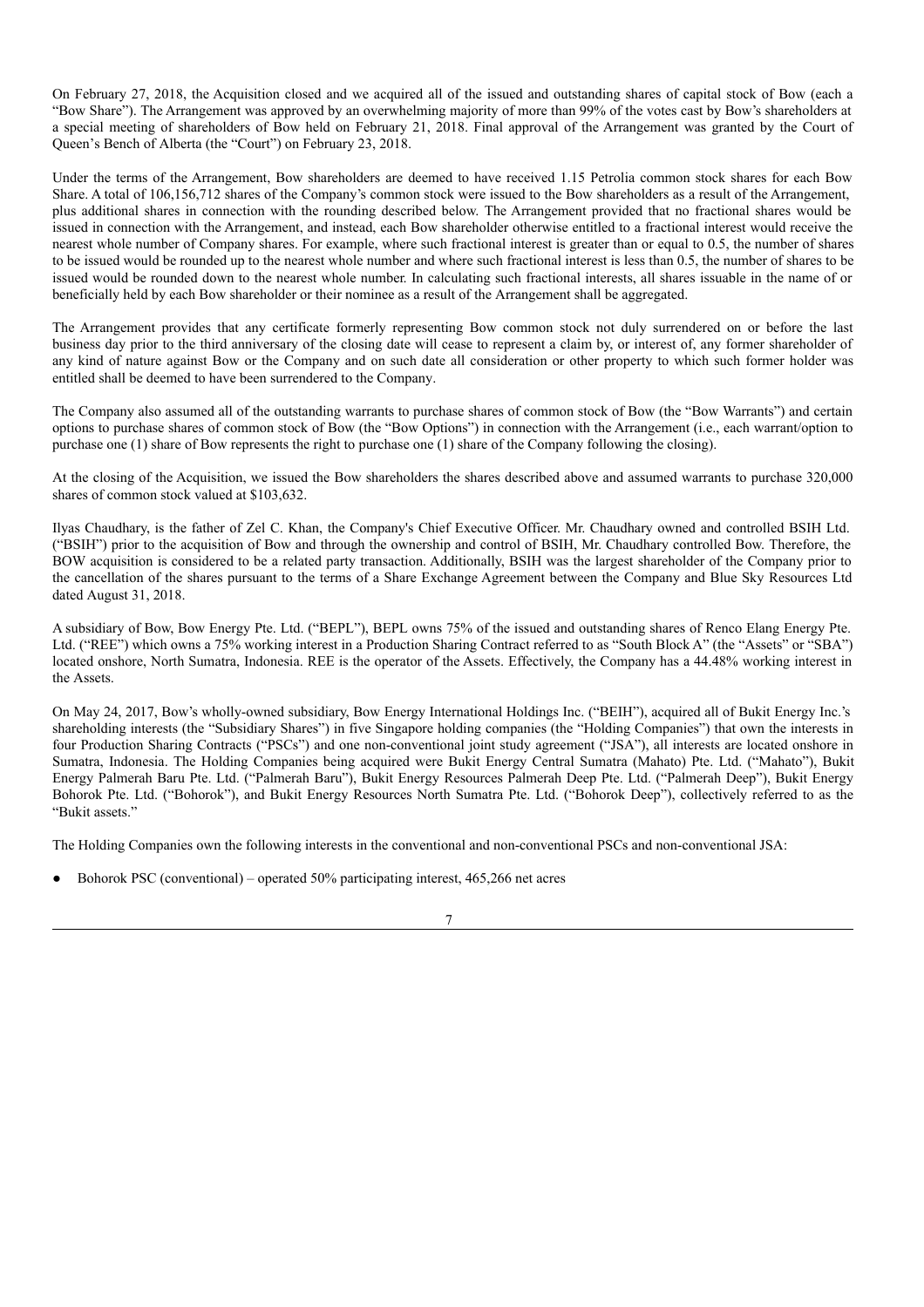On February 27, 2018, the Acquisition closed and we acquired all of the issued and outstanding shares of capital stock of Bow (each a "Bow Share"). The Arrangement was approved by an overwhelming majority of more than 99% of the votes cast by Bow's shareholders at a special meeting of shareholders of Bow held on February 21, 2018. Final approval of the Arrangement was granted by the Court of Queen's Bench of Alberta (the "Court") on February 23, 2018.

Under the terms of the Arrangement, Bow shareholders are deemed to have received 1.15 Petrolia common stock shares for each Bow Share. A total of 106,156,712 shares of the Company's common stock were issued to the Bow shareholders as a result of the Arrangement, plus additional shares in connection with the rounding described below. The Arrangement provided that no fractional shares would be issued in connection with the Arrangement, and instead, each Bow shareholder otherwise entitled to a fractional interest would receive the nearest whole number of Company shares. For example, where such fractional interest is greater than or equal to 0.5, the number of shares to be issued would be rounded up to the nearest whole number and where such fractional interest is less than 0.5, the number of shares to be issued would be rounded down to the nearest whole number. In calculating such fractional interests, all shares issuable in the name of or beneficially held by each Bow shareholder or their nominee as a result of the Arrangement shall be aggregated.

The Arrangement provides that any certificate formerly representing Bow common stock not duly surrendered on or before the last business day prior to the third anniversary of the closing date will cease to represent a claim by, or interest of, any former shareholder of any kind of nature against Bow or the Company and on such date all consideration or other property to which such former holder was entitled shall be deemed to have been surrendered to the Company.

The Company also assumed all of the outstanding warrants to purchase shares of common stock of Bow (the "Bow Warrants") and certain options to purchase shares of common stock of Bow (the "Bow Options") in connection with the Arrangement (i.e., each warrant/option to purchase one (1) share of Bow represents the right to purchase one (1) share of the Company following the closing).

At the closing of the Acquisition, we issued the Bow shareholders the shares described above and assumed warrants to purchase 320,000 shares of common stock valued at $103,632.

Ilyas Chaudhary, is the father of Zel C. Khan, the Company's Chief Executive Officer. Mr. Chaudhary owned and controlled BSIH Ltd. ("BSIH") prior to the acquisition of Bow and through the ownership and control of BSIH, Mr. Chaudhary controlled Bow. Therefore, the BOW acquisition is considered to be a related party transaction. Additionally, BSIH was the largest shareholder of the Company prior to the cancellation of the shares pursuant to the terms of a Share Exchange Agreement between the Company and Blue Sky Resources Ltd dated August 31, 2018.

A subsidiary of Bow, Bow Energy Pte. Ltd. ("BEPL"), BEPL owns 75% of the issued and outstanding shares of Renco Elang Energy Pte. Ltd. ("REE") which owns a 75% working interest in a Production Sharing Contract referred to as "South Block A" (the "Assets" or "SBA") located onshore, North Sumatra, Indonesia. REE is the operator of the Assets. Effectively, the Company has a 44.48% working interest in the Assets.

On May 24, 2017, Bow's wholly-owned subsidiary, Bow Energy International Holdings Inc. ("BEIH"), acquired all of Bukit Energy Inc.'s shareholding interests (the "Subsidiary Shares") in five Singapore holding companies (the "Holding Companies") that own the interests in four Production Sharing Contracts ("PSCs") and one non-conventional joint study agreement ("JSA"), all interests are located onshore in Sumatra, Indonesia. The Holding Companies being acquired were Bukit Energy Central Sumatra (Mahato) Pte. Ltd. ("Mahato"), Bukit Energy Palmerah Baru Pte. Ltd. ("Palmerah Baru"), Bukit Energy Resources Palmerah Deep Pte. Ltd. ("Palmerah Deep"), Bukit Energy Bohorok Pte. Ltd. ("Bohorok"), and Bukit Energy Resources North Sumatra Pte. Ltd. ("Bohorok Deep"), collectively referred to as the "Bukit assets."

The Holding Companies own the following interests in the conventional and non-conventional PSCs and non-conventional JSA:

- Bohorok PSC (conventional) – operated 50% participating interest, 465,266 net acres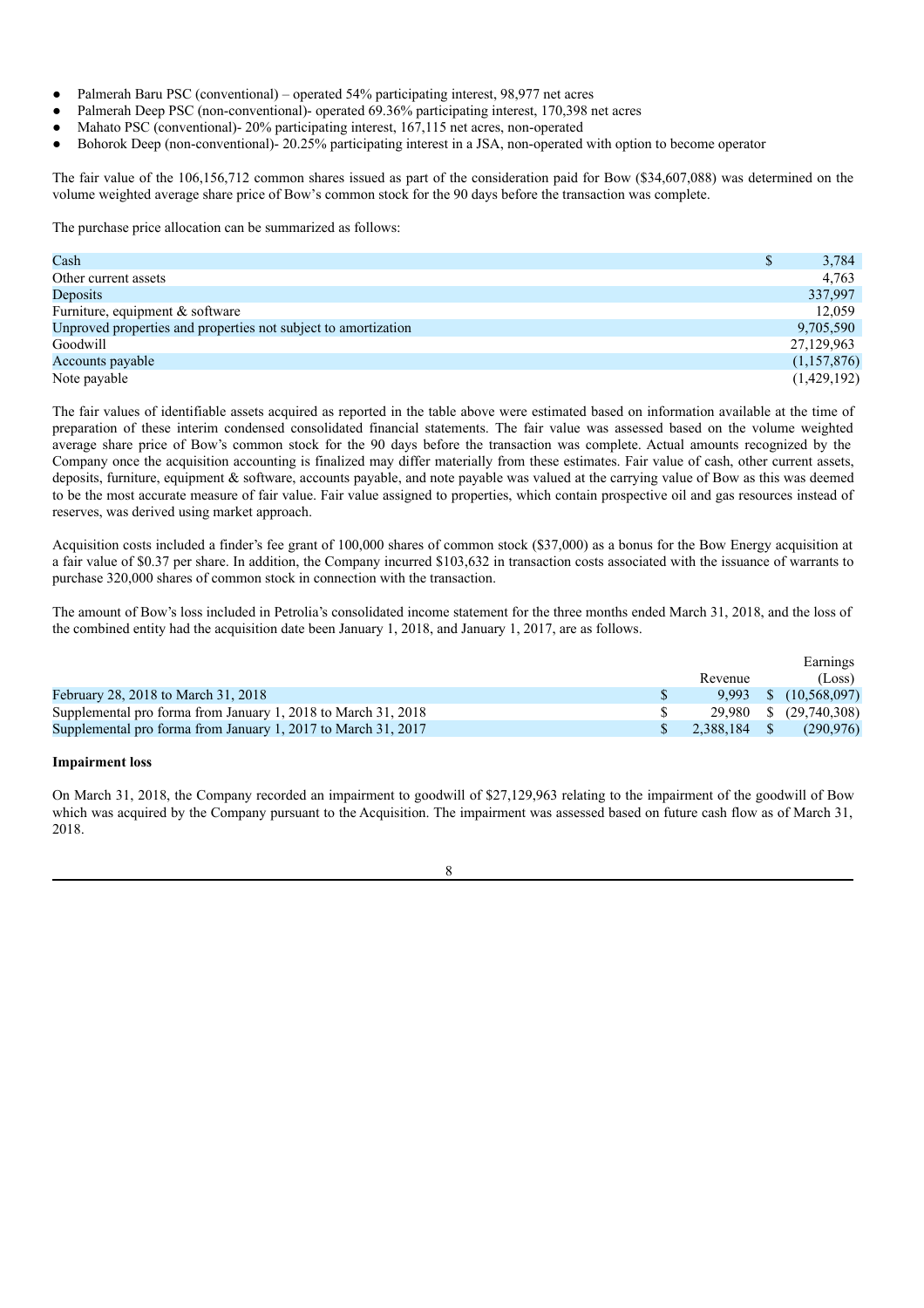- Palmerah Baru PSC (conventional) – operated 54% participating interest, 98,977 net acres
- Palmerah Deep PSC (non-conventional)- operated 69.36% participating interest, 170,398 net acres
- Mahato PSC (conventional)- 20% participating interest, 167,115 net acres, non-operated
- Bohorok Deep (non-conventional)- 20.25% participating interest in a JSA, non-operated with option to become operator

The fair value of the 106,156,712 common shares issued as part of the consideration paid for Bow ($34,607,088) was determined on the volume weighted average share price of Bow's common stock for the 90 days before the transaction was complete.

The purchase price allocation can be summarized as follows:

| | |
|---|---|
| Cash | $ 3,784 |
| Other current assets | 4,763 |
| Deposits | 337,997 |
| Furniture, equipment & software | 12,059 |
| Unproved properties and properties not subject to amortization | 9,705,590 |
| Goodwill | 27,129,963 |
| Accounts payable | (1,157,876) |
| Note payable | (1,429,192) |

The fair values of identifiable assets acquired as reported in the table above were estimated based on information available at the time of preparation of these interim condensed consolidated financial statements. The fair value was assessed based on the volume weighted average share price of Bow's common stock for the 90 days before the transaction was complete. Actual amounts recognized by the Company once the acquisition accounting is finalized may differ materially from these estimates. Fair value of cash, other current assets, deposits, furniture, equipment & software, accounts payable, and note payable was valued at the carrying value of Bow as this was deemed to be the most accurate measure of fair value. Fair value assigned to properties, which contain prospective oil and gas resources instead of reserves, was derived using market approach.

Acquisition costs included a finder's fee grant of 100,000 shares of common stock ($37,000) as a bonus for the Bow Energy acquisition at a fair value of $0.37 per share. In addition, the Company incurred $103,632 in transaction costs associated with the issuance of warrants to purchase 320,000 shares of common stock in connection with the transaction.

The amount of Bow's loss included in Petrolia's consolidated income statement for the three months ended March 31, 2018, and the loss of the combined entity had the acquisition date been January 1, 2018, and January 1, 2017, are as follows.

| | Revenue | Earnings (Loss) |
|---|---|---|
| February 28, 2018 to March 31, 2018 | $ 9,993 | $ (10,568,097) |
| Supplemental pro forma from January 1, 2018 to March 31, 2018 | $ 29,980 | $ (29,740,308) |
| Supplemental pro forma from January 1, 2017 to March 31, 2017 | $ 2,388,184 | $ (290,976) |

**Impairment loss**

On March 31, 2018, the Company recorded an impairment to goodwill of $27,129,963 relating to the impairment of the goodwill of Bow which was acquired by the Company pursuant to the Acquisition. The impairment was assessed based on future cash flow as of March 31, 2018.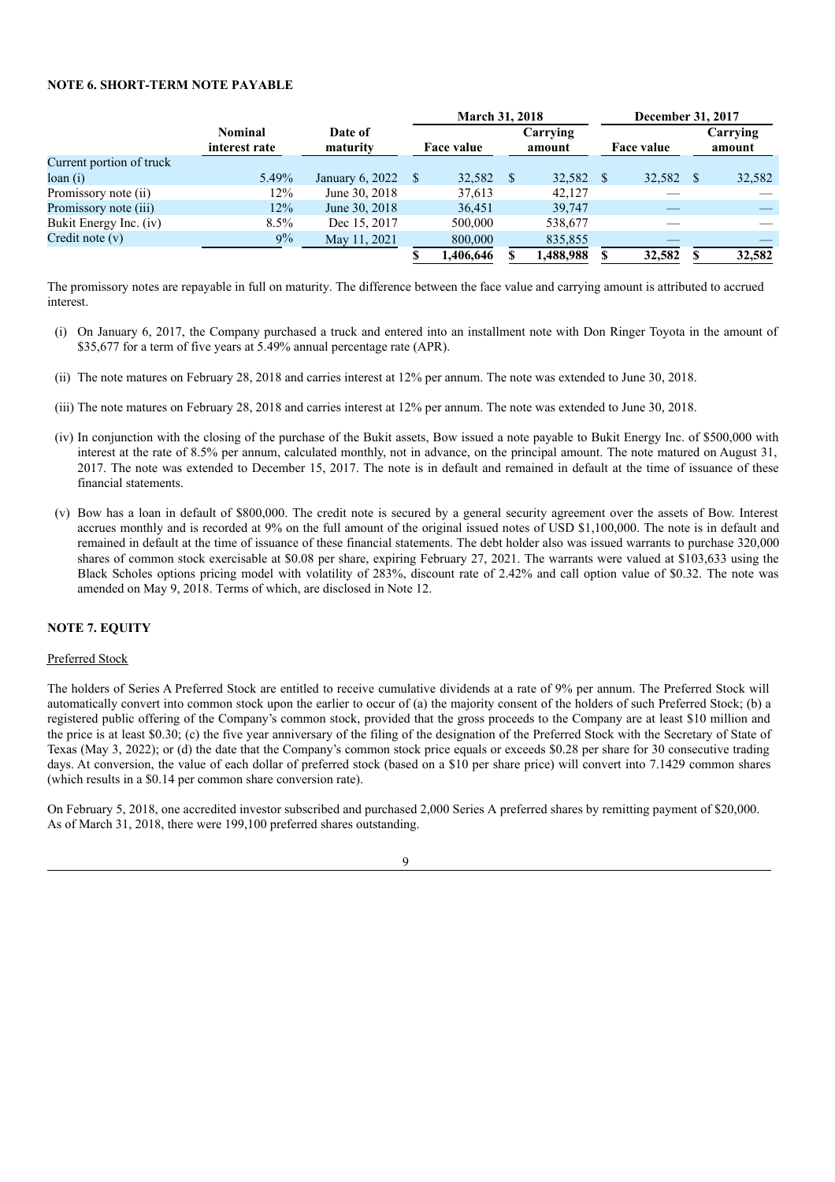**NOTE 6. SHORT-TERM NOTE PAYABLE**

| | Nominal interest rate | Date of maturity | March 31, 2018 Face value | March 31, 2018 Carrying amount | December 31, 2017 Face value | December 31, 2017 Carrying amount |
|---|---|---|---|---|---|---|
| Current portion of truck loan (i) | 5.49% | January 6, 2022 | $ 32,582 | $ 32,582 | $ 32,582 | $ 32,582 |
| Promissory note (ii) | 12% | June 30, 2018 | 37,613 | 42,127 | — | — |
| Promissory note (iii) | 12% | June 30, 2018 | 36,451 | 39,747 | — | — |
| Bukit Energy Inc. (iv) | 8.5% | Dec 15, 2017 | 500,000 | 538,677 | — | — |
| Credit note (v) | 9% | May 11, 2021 | 800,000 | 835,855 | — | — |
| | | | **$ 1,406,646** | **$ 1,488,988** | **$ 32,582** | **$ 32,582** |

The promissory notes are repayable in full on maturity. The difference between the face value and carrying amount is attributed to accrued interest.

(i) On January 6, 2017, the Company purchased a truck and entered into an installment note with Don Ringer Toyota in the amount of \$35,677 for a term of five years at 5.49% annual percentage rate (APR).

(ii) The note matures on February 28, 2018 and carries interest at 12% per annum. The note was extended to June 30, 2018.

(iii) The note matures on February 28, 2018 and carries interest at 12% per annum. The note was extended to June 30, 2018.

(iv) In conjunction with the closing of the purchase of the Bukit assets, Bow issued a note payable to Bukit Energy Inc. of \$500,000 with interest at the rate of 8.5% per annum, calculated monthly, not in advance, on the principal amount. The note matured on August 31, 2017. The note was extended to December 15, 2017. The note is in default and remained in default at the time of issuance of these financial statements.

(v) Bow has a loan in default of \$800,000. The credit note is secured by a general security agreement over the assets of Bow. Interest accrues monthly and is recorded at 9% on the full amount of the original issued notes of USD \$1,100,000. The note is in default and remained in default at the time of issuance of these financial statements. The debt holder also was issued warrants to purchase 320,000 shares of common stock exercisable at \$0.08 per share, expiring February 27, 2021. The warrants were valued at \$103,633 using the Black Scholes options pricing model with volatility of 283%, discount rate of 2.42% and call option value of \$0.32. The note was amended on May 9, 2018. Terms of which, are disclosed in Note 12.

**NOTE 7. EQUITY**

Preferred Stock

The holders of Series A Preferred Stock are entitled to receive cumulative dividends at a rate of 9% per annum. The Preferred Stock will automatically convert into common stock upon the earlier to occur of (a) the majority consent of the holders of such Preferred Stock; (b) a registered public offering of the Company's common stock, provided that the gross proceeds to the Company are at least \$10 million and the price is at least \$0.30; (c) the five year anniversary of the filing of the designation of the Preferred Stock with the Secretary of State of Texas (May 3, 2022); or (d) the date that the Company's common stock price equals or exceeds \$0.28 per share for 30 consecutive trading days. At conversion, the value of each dollar of preferred stock (based on a \$10 per share price) will convert into 7.1429 common shares (which results in a \$0.14 per common share conversion rate).

On February 5, 2018, one accredited investor subscribed and purchased 2,000 Series A preferred shares by remitting payment of \$20,000. As of March 31, 2018, there were 199,100 preferred shares outstanding.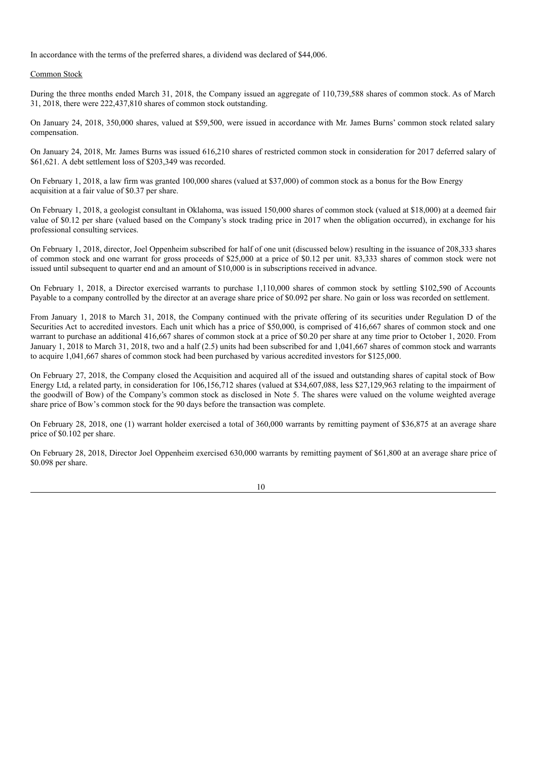In accordance with the terms of the preferred shares, a dividend was declared of $44,006.

Common Stock

During the three months ended March 31, 2018, the Company issued an aggregate of 110,739,588 shares of common stock. As of March 31, 2018, there were 222,437,810 shares of common stock outstanding.

On January 24, 2018, 350,000 shares, valued at $59,500, were issued in accordance with Mr. James Burns' common stock related salary compensation.

On January 24, 2018, Mr. James Burns was issued 616,210 shares of restricted common stock in consideration for 2017 deferred salary of $61,621. A debt settlement loss of $203,349 was recorded.

On February 1, 2018, a law firm was granted 100,000 shares (valued at $37,000) of common stock as a bonus for the Bow Energy acquisition at a fair value of $0.37 per share.

On February 1, 2018, a geologist consultant in Oklahoma, was issued 150,000 shares of common stock (valued at $18,000) at a deemed fair value of $0.12 per share (valued based on the Company's stock trading price in 2017 when the obligation occurred), in exchange for his professional consulting services.

On February 1, 2018, director, Joel Oppenheim subscribed for half of one unit (discussed below) resulting in the issuance of 208,333 shares of common stock and one warrant for gross proceeds of $25,000 at a price of $0.12 per unit. 83,333 shares of common stock were not issued until subsequent to quarter end and an amount of $10,000 is in subscriptions received in advance.

On February 1, 2018, a Director exercised warrants to purchase 1,110,000 shares of common stock by settling $102,590 of Accounts Payable to a company controlled by the director at an average share price of $0.092 per share. No gain or loss was recorded on settlement.

From January 1, 2018 to March 31, 2018, the Company continued with the private offering of its securities under Regulation D of the Securities Act to accredited investors. Each unit which has a price of $50,000, is comprised of 416,667 shares of common stock and one warrant to purchase an additional 416,667 shares of common stock at a price of $0.20 per share at any time prior to October 1, 2020. From January 1, 2018 to March 31, 2018, two and a half (2.5) units had been subscribed for and 1,041,667 shares of common stock and warrants to acquire 1,041,667 shares of common stock had been purchased by various accredited investors for $125,000.

On February 27, 2018, the Company closed the Acquisition and acquired all of the issued and outstanding shares of capital stock of Bow Energy Ltd, a related party, in consideration for 106,156,712 shares (valued at $34,607,088, less $27,129,963 relating to the impairment of the goodwill of Bow) of the Company's common stock as disclosed in Note 5. The shares were valued on the volume weighted average share price of Bow's common stock for the 90 days before the transaction was complete.

On February 28, 2018, one (1) warrant holder exercised a total of 360,000 warrants by remitting payment of $36,875 at an average share price of $0.102 per share.

On February 28, 2018, Director Joel Oppenheim exercised 630,000 warrants by remitting payment of $61,800 at an average share price of $0.098 per share.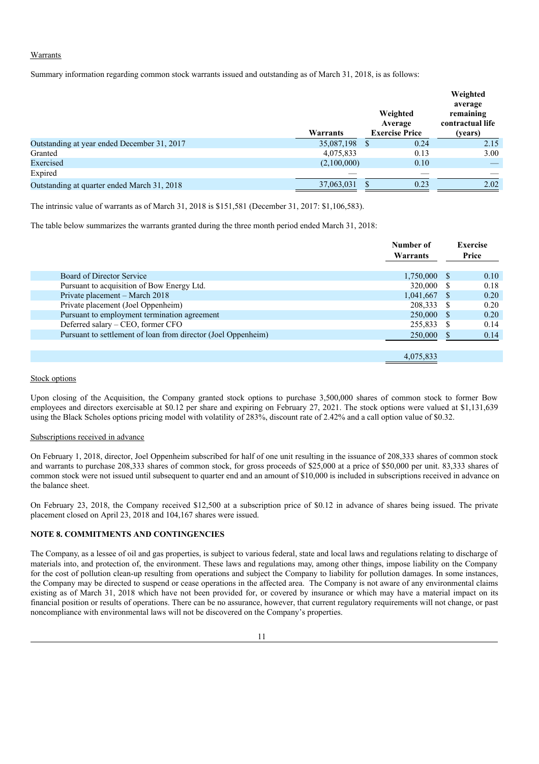Warrants

Summary information regarding common stock warrants issued and outstanding as of March 31, 2018, is as follows:

| | Warrants | Weighted Average Exercise Price | Weighted average remaining contractual life (years) |
|---|---|---|---|
| Outstanding at year ended December 31, 2017 | 35,087,198 | $ 0.24 | 2.15 |
| Granted | 4,075,833 | 0.13 | 3.00 |
| Exercised | (2,100,000) | 0.10 | — |
| Expired | — | — | — |
| Outstanding at quarter ended March 31, 2018 | 37,063,031 | $ 0.23 | 2.02 |

The intrinsic value of warrants as of March 31, 2018 is $151,581 (December 31, 2017: $1,106,583).

The table below summarizes the warrants granted during the three month period ended March 31, 2018:

| | Number of Warrants | Exercise Price |
|---|---|---|
| Board of Director Service | 1,750,000 | $ 0.10 |
| Pursuant to acquisition of Bow Energy Ltd. | 320,000 | $ 0.18 |
| Private placement – March 2018 | 1,041,667 | $ 0.20 |
| Private placement (Joel Oppenheim) | 208,333 | $ 0.20 |
| Pursuant to employment termination agreement | 250,000 | $ 0.20 |
| Deferred salary – CEO, former CFO | 255,833 | $ 0.14 |
| Pursuant to settlement of loan from director (Joel Oppenheim) | 250,000 | $ 0.14 |
| | 4,075,833 | |

Stock options

Upon closing of the Acquisition, the Company granted stock options to purchase 3,500,000 shares of common stock to former Bow employees and directors exercisable at $0.12 per share and expiring on February 27, 2021. The stock options were valued at $1,131,639 using the Black Scholes options pricing model with volatility of 283%, discount rate of 2.42% and a call option value of $0.32.

Subscriptions received in advance

On February 1, 2018, director, Joel Oppenheim subscribed for half of one unit resulting in the issuance of 208,333 shares of common stock and warrants to purchase 208,333 shares of common stock, for gross proceeds of $25,000 at a price of $50,000 per unit. 83,333 shares of common stock were not issued until subsequent to quarter end and an amount of $10,000 is included in subscriptions received in advance on the balance sheet.

On February 23, 2018, the Company received $12,500 at a subscription price of $0.12 in advance of shares being issued. The private placement closed on April 23, 2018 and 104,167 shares were issued.

**NOTE 8. COMMITMENTS AND CONTINGENCIES**

The Company, as a lessee of oil and gas properties, is subject to various federal, state and local laws and regulations relating to discharge of materials into, and protection of, the environment. These laws and regulations may, among other things, impose liability on the Company for the cost of pollution clean-up resulting from operations and subject the Company to liability for pollution damages. In some instances, the Company may be directed to suspend or cease operations in the affected area. The Company is not aware of any environmental claims existing as of March 31, 2018 which have not been provided for, or covered by insurance or which may have a material impact on its financial position or results of operations. There can be no assurance, however, that current regulatory requirements will not change, or past noncompliance with environmental laws will not be discovered on the Company's properties.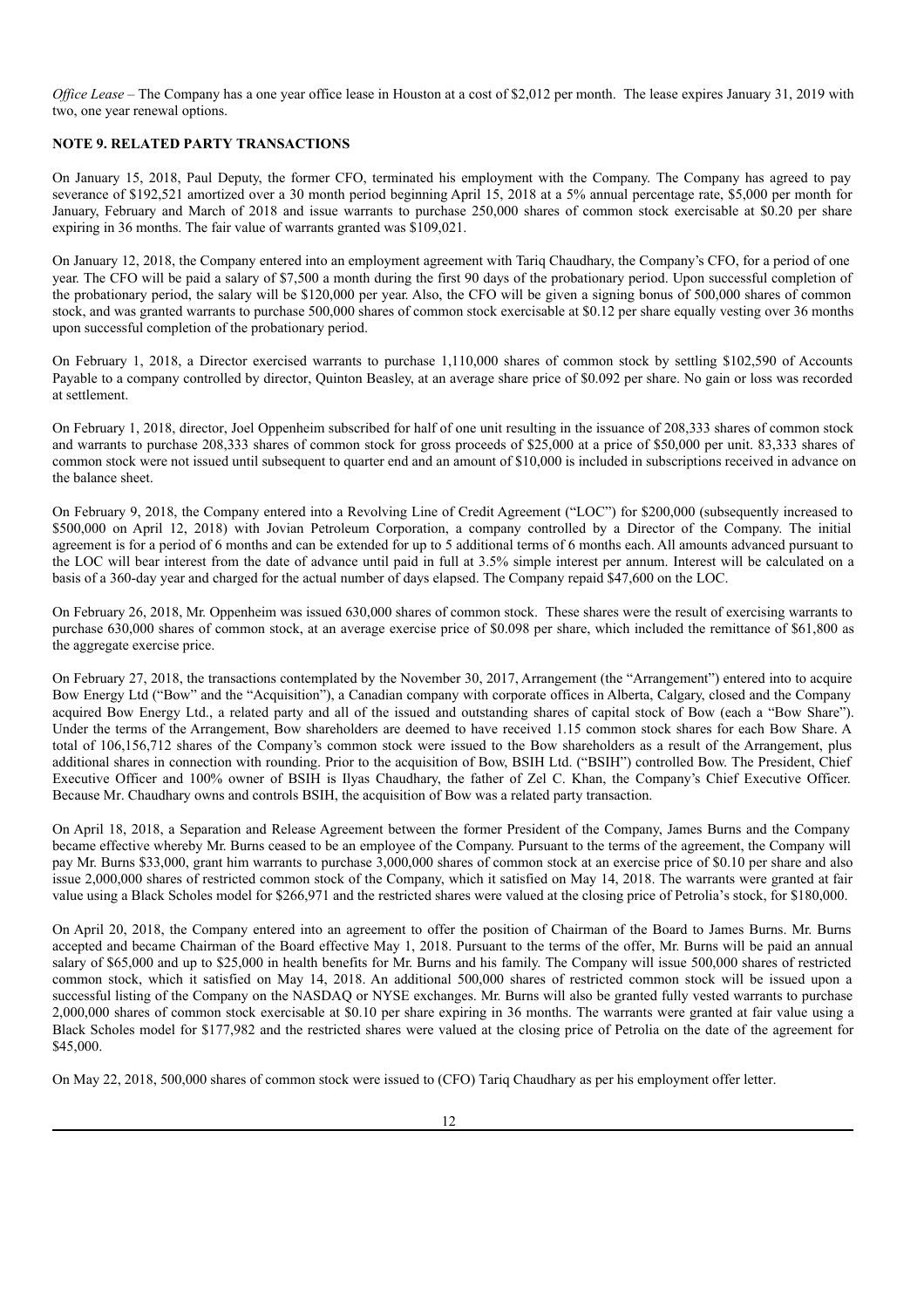*Office Lease* – The Company has a one year office lease in Houston at a cost of $2,012 per month. The lease expires January 31, 2019 with two, one year renewal options.

**NOTE 9. RELATED PARTY TRANSACTIONS**

On January 15, 2018, Paul Deputy, the former CFO, terminated his employment with the Company. The Company has agreed to pay severance of $192,521 amortized over a 30 month period beginning April 15, 2018 at a 5% annual percentage rate, $5,000 per month for January, February and March of 2018 and issue warrants to purchase 250,000 shares of common stock exercisable at $0.20 per share expiring in 36 months. The fair value of warrants granted was $109,021.

On January 12, 2018, the Company entered into an employment agreement with Tariq Chaudhary, the Company's CFO, for a period of one year. The CFO will be paid a salary of $7,500 a month during the first 90 days of the probationary period. Upon successful completion of the probationary period, the salary will be $120,000 per year. Also, the CFO will be given a signing bonus of 500,000 shares of common stock, and was granted warrants to purchase 500,000 shares of common stock exercisable at $0.12 per share equally vesting over 36 months upon successful completion of the probationary period.

On February 1, 2018, a Director exercised warrants to purchase 1,110,000 shares of common stock by settling $102,590 of Accounts Payable to a company controlled by director, Quinton Beasley, at an average share price of $0.092 per share. No gain or loss was recorded at settlement.

On February 1, 2018, director, Joel Oppenheim subscribed for half of one unit resulting in the issuance of 208,333 shares of common stock and warrants to purchase 208,333 shares of common stock for gross proceeds of $25,000 at a price of $50,000 per unit. 83,333 shares of common stock were not issued until subsequent to quarter end and an amount of $10,000 is included in subscriptions received in advance on the balance sheet.

On February 9, 2018, the Company entered into a Revolving Line of Credit Agreement ("LOC") for $200,000 (subsequently increased to $500,000 on April 12, 2018) with Jovian Petroleum Corporation, a company controlled by a Director of the Company. The initial agreement is for a period of 6 months and can be extended for up to 5 additional terms of 6 months each. All amounts advanced pursuant to the LOC will bear interest from the date of advance until paid in full at 3.5% simple interest per annum. Interest will be calculated on a basis of a 360-day year and charged for the actual number of days elapsed. The Company repaid $47,600 on the LOC.

On February 26, 2018, Mr. Oppenheim was issued 630,000 shares of common stock. These shares were the result of exercising warrants to purchase 630,000 shares of common stock, at an average exercise price of $0.098 per share, which included the remittance of $61,800 as the aggregate exercise price.

On February 27, 2018, the transactions contemplated by the November 30, 2017, Arrangement (the "Arrangement") entered into to acquire Bow Energy Ltd ("Bow" and the "Acquisition"), a Canadian company with corporate offices in Alberta, Calgary, closed and the Company acquired Bow Energy Ltd., a related party and all of the issued and outstanding shares of capital stock of Bow (each a "Bow Share"). Under the terms of the Arrangement, Bow shareholders are deemed to have received 1.15 common stock shares for each Bow Share. A total of 106,156,712 shares of the Company's common stock were issued to the Bow shareholders as a result of the Arrangement, plus additional shares in connection with rounding. Prior to the acquisition of Bow, BSIH Ltd. ("BSIH") controlled Bow. The President, Chief Executive Officer and 100% owner of BSIH is Ilyas Chaudhary, the father of Zel C. Khan, the Company's Chief Executive Officer. Because Mr. Chaudhary owns and controls BSIH, the acquisition of Bow was a related party transaction.

On April 18, 2018, a Separation and Release Agreement between the former President of the Company, James Burns and the Company became effective whereby Mr. Burns ceased to be an employee of the Company. Pursuant to the terms of the agreement, the Company will pay Mr. Burns $33,000, grant him warrants to purchase 3,000,000 shares of common stock at an exercise price of $0.10 per share and also issue 2,000,000 shares of restricted common stock of the Company, which it satisfied on May 14, 2018. The warrants were granted at fair value using a Black Scholes model for $266,971 and the restricted shares were valued at the closing price of Petrolia's stock, for $180,000.

On April 20, 2018, the Company entered into an agreement to offer the position of Chairman of the Board to James Burns. Mr. Burns accepted and became Chairman of the Board effective May 1, 2018. Pursuant to the terms of the offer, Mr. Burns will be paid an annual salary of $65,000 and up to $25,000 in health benefits for Mr. Burns and his family. The Company will issue 500,000 shares of restricted common stock, which it satisfied on May 14, 2018. An additional 500,000 shares of restricted common stock will be issued upon a successful listing of the Company on the NASDAQ or NYSE exchanges. Mr. Burns will also be granted fully vested warrants to purchase 2,000,000 shares of common stock exercisable at $0.10 per share expiring in 36 months. The warrants were granted at fair value using a Black Scholes model for $177,982 and the restricted shares were valued at the closing price of Petrolia on the date of the agreement for $45,000.

On May 22, 2018, 500,000 shares of common stock were issued to (CFO) Tariq Chaudhary as per his employment offer letter.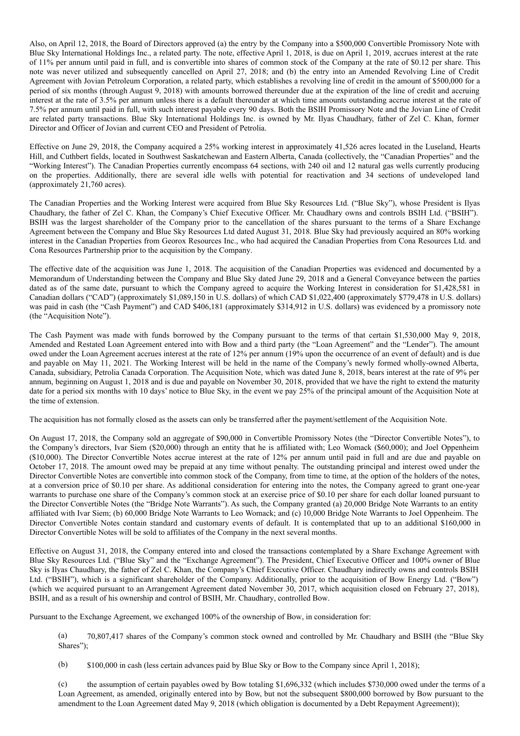Also, on April 12, 2018, the Board of Directors approved (a) the entry by the Company into a $500,000 Convertible Promissory Note with Blue Sky International Holdings Inc., a related party. The note, effective April 1, 2018, is due on April 1, 2019, accrues interest at the rate of 11% per annum until paid in full, and is convertible into shares of common stock of the Company at the rate of $0.12 per share. This note was never utilized and subsequently cancelled on April 27, 2018; and (b) the entry into an Amended Revolving Line of Credit Agreement with Jovian Petroleum Corporation, a related party, which establishes a revolving line of credit in the amount of $500,000 for a period of six months (through August 9, 2018) with amounts borrowed thereunder due at the expiration of the line of credit and accruing interest at the rate of 3.5% per annum unless there is a default thereunder at which time amounts outstanding accrue interest at the rate of 7.5% per annum until paid in full, with such interest payable every 90 days. Both the BSIH Promissory Note and the Jovian Line of Credit are related party transactions. Blue Sky International Holdings Inc. is owned by Mr. Ilyas Chaudhary, father of Zel C. Khan, former Director and Officer of Jovian and current CEO and President of Petrolia.

Effective on June 29, 2018, the Company acquired a 25% working interest in approximately 41,526 acres located in the Luseland, Hearts Hill, and Cuthbert fields, located in Southwest Saskatchewan and Eastern Alberta, Canada (collectively, the "Canadian Properties" and the "Working Interest"). The Canadian Properties currently encompass 64 sections, with 240 oil and 12 natural gas wells currently producing on the properties. Additionally, there are several idle wells with potential for reactivation and 34 sections of undeveloped land (approximately 21,760 acres).

The Canadian Properties and the Working Interest were acquired from Blue Sky Resources Ltd. ("Blue Sky"), whose President is Ilyas Chaudhary, the father of Zel C. Khan, the Company's Chief Executive Officer. Mr. Chaudhary owns and controls BSIH Ltd. ("BSIH"). BSIH was the largest shareholder of the Company prior to the cancellation of the shares pursuant to the terms of a Share Exchange Agreement between the Company and Blue Sky Resources Ltd dated August 31, 2018. Blue Sky had previously acquired an 80% working interest in the Canadian Properties from Georox Resources Inc., who had acquired the Canadian Properties from Cona Resources Ltd. and Cona Resources Partnership prior to the acquisition by the Company.

The effective date of the acquisition was June 1, 2018. The acquisition of the Canadian Properties was evidenced and documented by a Memorandum of Understanding between the Company and Blue Sky dated June 29, 2018 and a General Conveyance between the parties dated as of the same date, pursuant to which the Company agreed to acquire the Working Interest in consideration for $1,428,581 in Canadian dollars ("CAD") (approximately $1,089,150 in U.S. dollars) of which CAD $1,022,400 (approximately $779,478 in U.S. dollars) was paid in cash (the "Cash Payment") and CAD $406,181 (approximately $314,912 in U.S. dollars) was evidenced by a promissory note (the "Acquisition Note").

The Cash Payment was made with funds borrowed by the Company pursuant to the terms of that certain $1,530,000 May 9, 2018, Amended and Restated Loan Agreement entered into with Bow and a third party (the "Loan Agreement" and the "Lender"). The amount owed under the Loan Agreement accrues interest at the rate of 12% per annum (19% upon the occurrence of an event of default) and is due and payable on May 11, 2021. The Working Interest will be held in the name of the Company's newly formed wholly-owned Alberta, Canada, subsidiary, Petrolia Canada Corporation. The Acquisition Note, which was dated June 8, 2018, bears interest at the rate of 9% per annum, beginning on August 1, 2018 and is due and payable on November 30, 2018, provided that we have the right to extend the maturity date for a period six months with 10 days' notice to Blue Sky, in the event we pay 25% of the principal amount of the Acquisition Note at the time of extension.

The acquisition has not formally closed as the assets can only be transferred after the payment/settlement of the Acquisition Note.

On August 17, 2018, the Company sold an aggregate of $90,000 in Convertible Promissory Notes (the "Director Convertible Notes"), to the Company's directors, Ivar Siem ($20,000) through an entity that he is affiliated with; Leo Womack ($60,000); and Joel Oppenheim ($10,000). The Director Convertible Notes accrue interest at the rate of 12% per annum until paid in full and are due and payable on October 17, 2018. The amount owed may be prepaid at any time without penalty. The outstanding principal and interest owed under the Director Convertible Notes are convertible into common stock of the Company, from time to time, at the option of the holders of the notes, at a conversion price of $0.10 per share. As additional consideration for entering into the notes, the Company agreed to grant one-year warrants to purchase one share of the Company's common stock at an exercise price of $0.10 per share for each dollar loaned pursuant to the Director Convertible Notes (the "Bridge Note Warrants"). As such, the Company granted (a) 20,000 Bridge Note Warrants to an entity affiliated with Ivar Siem; (b) 60,000 Bridge Note Warrants to Leo Womack; and (c) 10,000 Bridge Note Warrants to Joel Oppenheim. The Director Convertible Notes contain standard and customary events of default. It is contemplated that up to an additional $160,000 in Director Convertible Notes will be sold to affiliates of the Company in the next several months.

Effective on August 31, 2018, the Company entered into and closed the transactions contemplated by a Share Exchange Agreement with Blue Sky Resources Ltd. ("Blue Sky" and the "Exchange Agreement"). The President, Chief Executive Officer and 100% owner of Blue Sky is Ilyas Chaudhary, the father of Zel C. Khan, the Company's Chief Executive Officer. Chaudhary indirectly owns and controls BSIH Ltd. ("BSIH"), which is a significant shareholder of the Company. Additionally, prior to the acquisition of Bow Energy Ltd. ("Bow") (which we acquired pursuant to an Arrangement Agreement dated November 30, 2017, which acquisition closed on February 27, 2018), BSIH, and as a result of his ownership and control of BSIH, Mr. Chaudhary, controlled Bow.

Pursuant to the Exchange Agreement, we exchanged 100% of the ownership of Bow, in consideration for:

(a) 70,807,417 shares of the Company's common stock owned and controlled by Mr. Chaudhary and BSIH (the "Blue Sky Shares");

(b) $100,000 in cash (less certain advances paid by Blue Sky or Bow to the Company since April 1, 2018);

(c) the assumption of certain payables owed by Bow totaling $1,696,332 (which includes $730,000 owed under the terms of a Loan Agreement, as amended, originally entered into by Bow, but not the subsequent $800,000 borrowed by Bow pursuant to the amendment to the Loan Agreement dated May 9, 2018 (which obligation is documented by a Debt Repayment Agreement));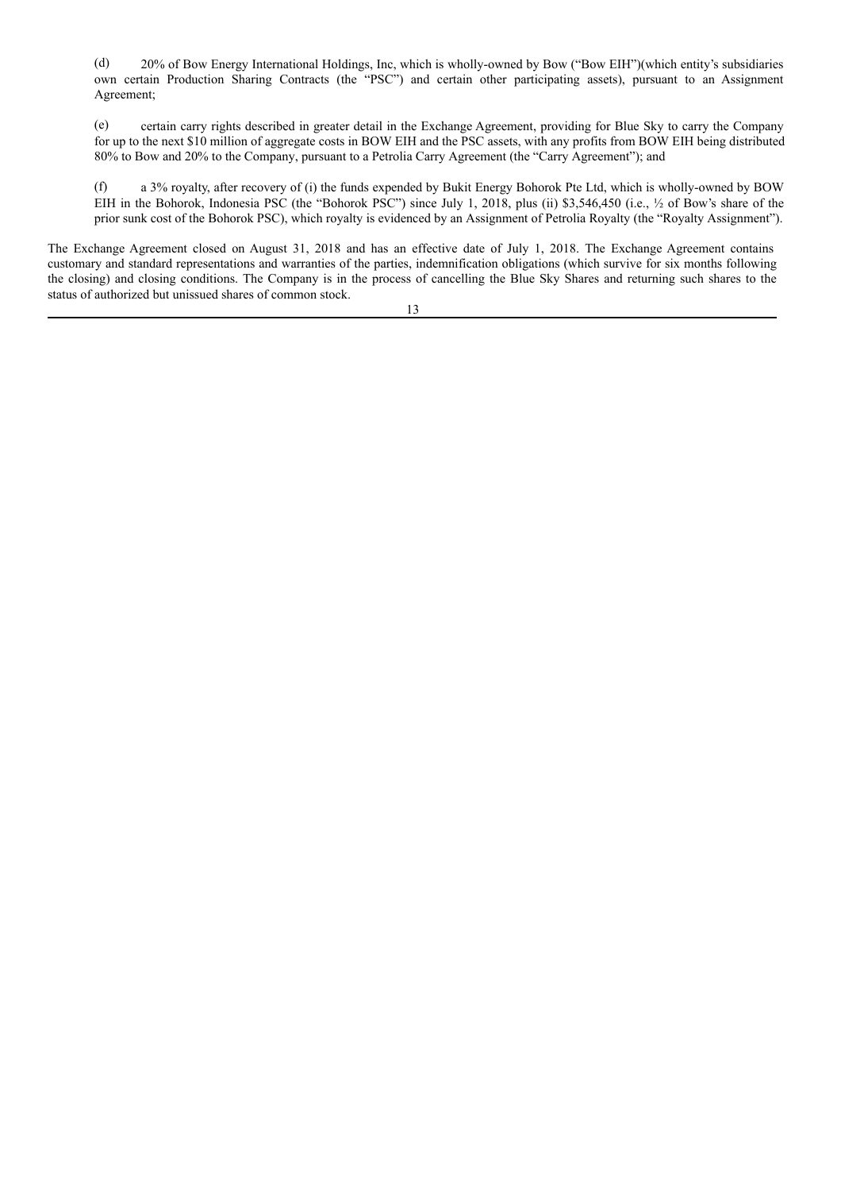(d) 20% of Bow Energy International Holdings, Inc, which is wholly-owned by Bow ("Bow EIH")(which entity's subsidiaries own certain Production Sharing Contracts (the "PSC") and certain other participating assets), pursuant to an Assignment Agreement;

(e) certain carry rights described in greater detail in the Exchange Agreement, providing for Blue Sky to carry the Company for up to the next $10 million of aggregate costs in BOW EIH and the PSC assets, with any profits from BOW EIH being distributed 80% to Bow and 20% to the Company, pursuant to a Petrolia Carry Agreement (the "Carry Agreement"); and

(f) a 3% royalty, after recovery of (i) the funds expended by Bukit Energy Bohorok Pte Ltd, which is wholly-owned by BOW EIH in the Bohorok, Indonesia PSC (the "Bohorok PSC") since July 1, 2018, plus (ii) $3,546,450 (i.e., ½ of Bow's share of the prior sunk cost of the Bohorok PSC), which royalty is evidenced by an Assignment of Petrolia Royalty (the "Royalty Assignment").

The Exchange Agreement closed on August 31, 2018 and has an effective date of July 1, 2018. The Exchange Agreement contains customary and standard representations and warranties of the parties, indemnification obligations (which survive for six months following the closing) and closing conditions. The Company is in the process of cancelling the Blue Sky Shares and returning such shares to the status of authorized but unissued shares of common stock.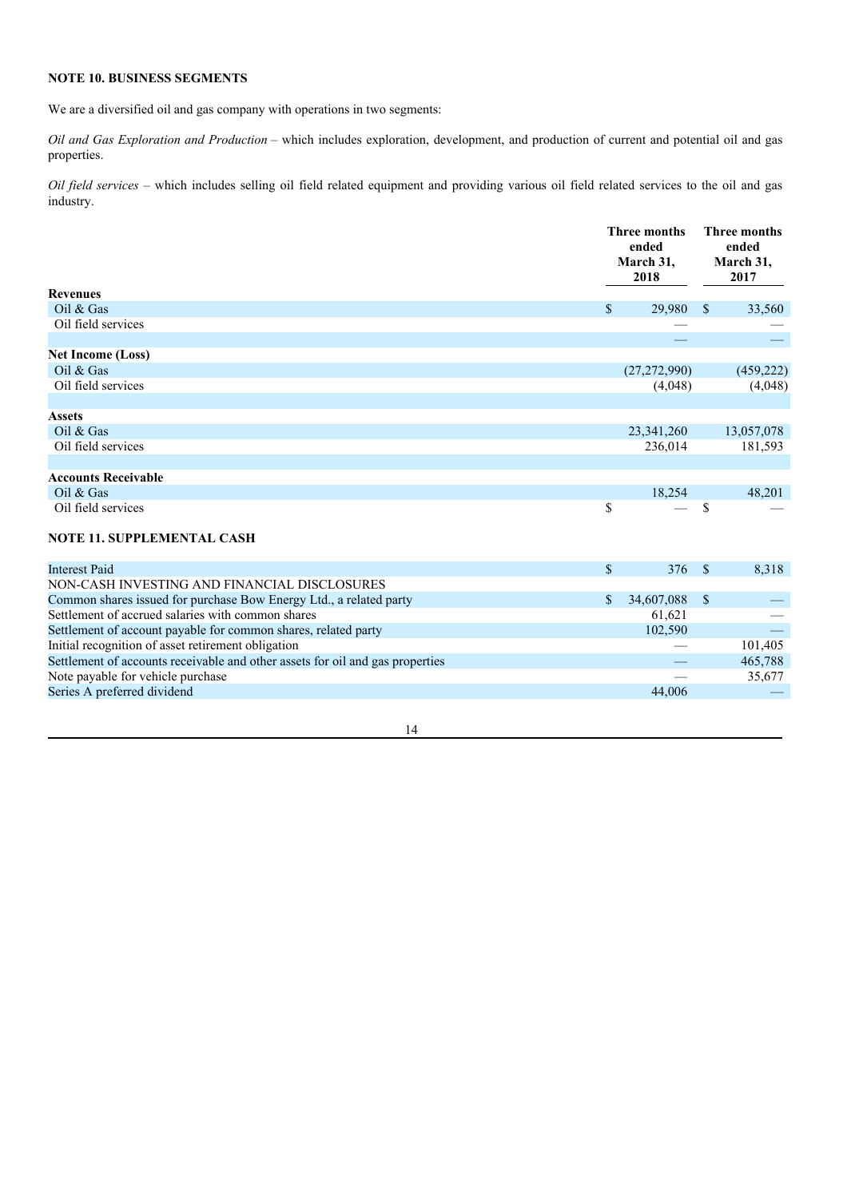**NOTE 10. BUSINESS SEGMENTS**

We are a diversified oil and gas company with operations in two segments:

*Oil and Gas Exploration and Production* – which includes exploration, development, and production of current and potential oil and gas properties.

*Oil field services* – which includes selling oil field related equipment and providing various oil field related services to the oil and gas industry.

| | Three months ended March 31, 2018 | Three months ended March 31, 2017 |
|---|---|---|
| **Revenues** | | |
| Oil & Gas | $ 29,980 | $ 33,560 |
| Oil field services | — | — |
| | — | — |
| **Net Income (Loss)** | | |
| Oil & Gas | (27,272,990) | (459,222) |
| Oil field services | (4,048) | (4,048) |
| | | |
| **Assets** | | |
| Oil & Gas | 23,341,260 | 13,057,078 |
| Oil field services | 236,014 | 181,593 |
| | | |
| **Accounts Receivable** | | |
| Oil & Gas | 18,254 | 48,201 |
| Oil field services | $ — | $ — |

**NOTE 11. SUPPLEMENTAL CASH**

| | | |
|---|---|---|
| Interest Paid | $ 376 | $ 8,318 |
| NON-CASH INVESTING AND FINANCIAL DISCLOSURES | | |
| Common shares issued for purchase Bow Energy Ltd., a related party | $ 34,607,088 | $ — |
| Settlement of accrued salaries with common shares | 61,621 | — |
| Settlement of account payable for common shares, related party | 102,590 | — |
| Initial recognition of asset retirement obligation | — | 101,405 |
| Settlement of accounts receivable and other assets for oil and gas properties | — | 465,788 |
| Note payable for vehicle purchase | — | 35,677 |
| Series A preferred dividend | 44,006 | — |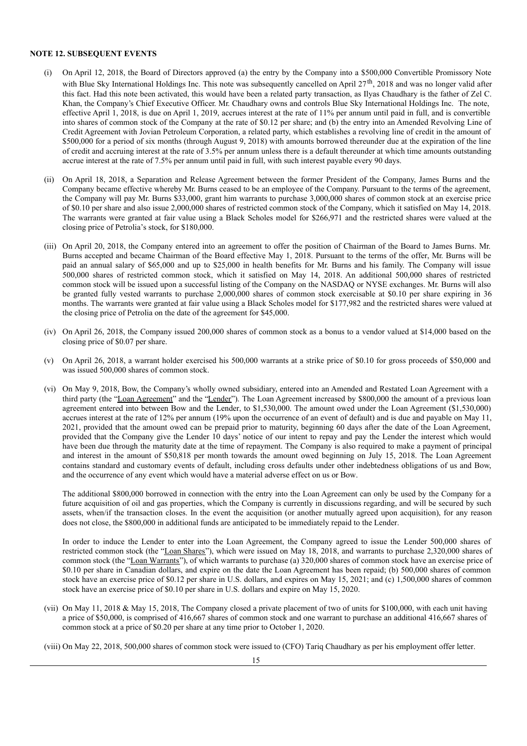**NOTE 12. SUBSEQUENT EVENTS**

(i) On April 12, 2018, the Board of Directors approved (a) the entry by the Company into a $500,000 Convertible Promissory Note with Blue Sky International Holdings Inc. This note was subsequently cancelled on April 27th, 2018 and was no longer valid after this fact. Had this note been activated, this would have been a related party transaction, as Ilyas Chaudhary is the father of Zel C. Khan, the Company's Chief Executive Officer. Mr. Chaudhary owns and controls Blue Sky International Holdings Inc. The note, effective April 1, 2018, is due on April 1, 2019, accrues interest at the rate of 11% per annum until paid in full, and is convertible into shares of common stock of the Company at the rate of $0.12 per share; and (b) the entry into an Amended Revolving Line of Credit Agreement with Jovian Petroleum Corporation, a related party, which establishes a revolving line of credit in the amount of $500,000 for a period of six months (through August 9, 2018) with amounts borrowed thereunder due at the expiration of the line of credit and accruing interest at the rate of 3.5% per annum unless there is a default thereunder at which time amounts outstanding accrue interest at the rate of 7.5% per annum until paid in full, with such interest payable every 90 days.

(ii) On April 18, 2018, a Separation and Release Agreement between the former President of the Company, James Burns and the Company became effective whereby Mr. Burns ceased to be an employee of the Company. Pursuant to the terms of the agreement, the Company will pay Mr. Burns $33,000, grant him warrants to purchase 3,000,000 shares of common stock at an exercise price of $0.10 per share and also issue 2,000,000 shares of restricted common stock of the Company, which it satisfied on May 14, 2018. The warrants were granted at fair value using a Black Scholes model for $266,971 and the restricted shares were valued at the closing price of Petrolia's stock, for $180,000.

(iii) On April 20, 2018, the Company entered into an agreement to offer the position of Chairman of the Board to James Burns. Mr. Burns accepted and became Chairman of the Board effective May 1, 2018. Pursuant to the terms of the offer, Mr. Burns will be paid an annual salary of $65,000 and up to $25,000 in health benefits for Mr. Burns and his family. The Company will issue 500,000 shares of restricted common stock, which it satisfied on May 14, 2018. An additional 500,000 shares of restricted common stock will be issued upon a successful listing of the Company on the NASDAQ or NYSE exchanges. Mr. Burns will also be granted fully vested warrants to purchase 2,000,000 shares of common stock exercisable at $0.10 per share expiring in 36 months. The warrants were granted at fair value using a Black Scholes model for $177,982 and the restricted shares were valued at the closing price of Petrolia on the date of the agreement for $45,000.

(iv) On April 26, 2018, the Company issued 200,000 shares of common stock as a bonus to a vendor valued at $14,000 based on the closing price of $0.07 per share.

(v) On April 26, 2018, a warrant holder exercised his 500,000 warrants at a strike price of $0.10 for gross proceeds of $50,000 and was issued 500,000 shares of common stock.

(vi) On May 9, 2018, Bow, the Company's wholly owned subsidiary, entered into an Amended and Restated Loan Agreement with a third party (the "Loan Agreement" and the "Lender"). The Loan Agreement increased by $800,000 the amount of a previous loan agreement entered into between Bow and the Lender, to $1,530,000. The amount owed under the Loan Agreement ($1,530,000) accrues interest at the rate of 12% per annum (19% upon the occurrence of an event of default) and is due and payable on May 11, 2021, provided that the amount owed can be prepaid prior to maturity, beginning 60 days after the date of the Loan Agreement, provided that the Company give the Lender 10 days' notice of our intent to repay and pay the Lender the interest which would have been due through the maturity date at the time of repayment. The Company is also required to make a payment of principal and interest in the amount of $50,818 per month towards the amount owed beginning on July 15, 2018. The Loan Agreement contains standard and customary events of default, including cross defaults under other indebtedness obligations of us and Bow, and the occurrence of any event which would have a material adverse effect on us or Bow.

The additional $800,000 borrowed in connection with the entry into the Loan Agreement can only be used by the Company for a future acquisition of oil and gas properties, which the Company is currently in discussions regarding, and will be secured by such assets, when/if the transaction closes. In the event the acquisition (or another mutually agreed upon acquisition), for any reason does not close, the $800,000 in additional funds are anticipated to be immediately repaid to the Lender.

In order to induce the Lender to enter into the Loan Agreement, the Company agreed to issue the Lender 500,000 shares of restricted common stock (the "Loan Shares"), which were issued on May 18, 2018, and warrants to purchase 2,320,000 shares of common stock (the "Loan Warrants"), of which warrants to purchase (a) 320,000 shares of common stock have an exercise price of $0.10 per share in Canadian dollars, and expire on the date the Loan Agreement has been repaid; (b) 500,000 shares of common stock have an exercise price of $0.12 per share in U.S. dollars, and expires on May 15, 2021; and (c) 1,500,000 shares of common stock have an exercise price of $0.10 per share in U.S. dollars and expire on May 15, 2020.

(vii) On May 11, 2018 & May 15, 2018, The Company closed a private placement of two of units for $100,000, with each unit having a price of $50,000, is comprised of 416,667 shares of common stock and one warrant to purchase an additional 416,667 shares of common stock at a price of $0.20 per share at any time prior to October 1, 2020.

(viii) On May 22, 2018, 500,000 shares of common stock were issued to (CFO) Tariq Chaudhary as per his employment offer letter.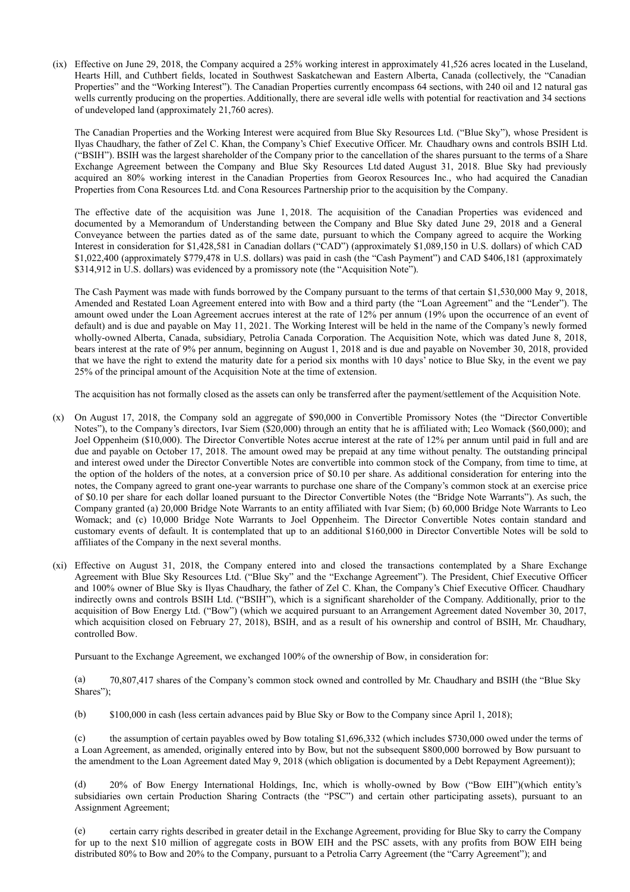(ix) Effective on June 29, 2018, the Company acquired a 25% working interest in approximately 41,526 acres located in the Luseland, Hearts Hill, and Cuthbert fields, located in Southwest Saskatchewan and Eastern Alberta, Canada (collectively, the "Canadian Properties" and the "Working Interest"). The Canadian Properties currently encompass 64 sections, with 240 oil and 12 natural gas wells currently producing on the properties. Additionally, there are several idle wells with potential for reactivation and 34 sections of undeveloped land (approximately 21,760 acres).

The Canadian Properties and the Working Interest were acquired from Blue Sky Resources Ltd. ("Blue Sky"), whose President is Ilyas Chaudhary, the father of Zel C. Khan, the Company's Chief Executive Officer. Mr. Chaudhary owns and controls BSIH Ltd. ("BSIH"). BSIH was the largest shareholder of the Company prior to the cancellation of the shares pursuant to the terms of a Share Exchange Agreement between the Company and Blue Sky Resources Ltd dated August 31, 2018. Blue Sky had previously acquired an 80% working interest in the Canadian Properties from Georox Resources Inc., who had acquired the Canadian Properties from Cona Resources Ltd. and Cona Resources Partnership prior to the acquisition by the Company.

The effective date of the acquisition was June 1, 2018. The acquisition of the Canadian Properties was evidenced and documented by a Memorandum of Understanding between the Company and Blue Sky dated June 29, 2018 and a General Conveyance between the parties dated as of the same date, pursuant to which the Company agreed to acquire the Working Interest in consideration for $1,428,581 in Canadian dollars ("CAD") (approximately $1,089,150 in U.S. dollars) of which CAD $1,022,400 (approximately $779,478 in U.S. dollars) was paid in cash (the "Cash Payment") and CAD $406,181 (approximately $314,912 in U.S. dollars) was evidenced by a promissory note (the "Acquisition Note").

The Cash Payment was made with funds borrowed by the Company pursuant to the terms of that certain $1,530,000 May 9, 2018, Amended and Restated Loan Agreement entered into with Bow and a third party (the "Loan Agreement" and the "Lender"). The amount owed under the Loan Agreement accrues interest at the rate of 12% per annum (19% upon the occurrence of an event of default) and is due and payable on May 11, 2021. The Working Interest will be held in the name of the Company's newly formed wholly-owned Alberta, Canada, subsidiary, Petrolia Canada Corporation. The Acquisition Note, which was dated June 8, 2018, bears interest at the rate of 9% per annum, beginning on August 1, 2018 and is due and payable on November 30, 2018, provided that we have the right to extend the maturity date for a period six months with 10 days' notice to Blue Sky, in the event we pay 25% of the principal amount of the Acquisition Note at the time of extension.

The acquisition has not formally closed as the assets can only be transferred after the payment/settlement of the Acquisition Note.

(x) On August 17, 2018, the Company sold an aggregate of $90,000 in Convertible Promissory Notes (the "Director Convertible Notes"), to the Company's directors, Ivar Siem ($20,000) through an entity that he is affiliated with; Leo Womack ($60,000); and Joel Oppenheim ($10,000). The Director Convertible Notes accrue interest at the rate of 12% per annum until paid in full and are due and payable on October 17, 2018. The amount owed may be prepaid at any time without penalty. The outstanding principal and interest owed under the Director Convertible Notes are convertible into common stock of the Company, from time to time, at the option of the holders of the notes, at a conversion price of $0.10 per share. As additional consideration for entering into the notes, the Company agreed to grant one-year warrants to purchase one share of the Company's common stock at an exercise price of $0.10 per share for each dollar loaned pursuant to the Director Convertible Notes (the "Bridge Note Warrants"). As such, the Company granted (a) 20,000 Bridge Note Warrants to an entity affiliated with Ivar Siem; (b) 60,000 Bridge Note Warrants to Leo Womack; and (c) 10,000 Bridge Note Warrants to Joel Oppenheim. The Director Convertible Notes contain standard and customary events of default. It is contemplated that up to an additional $160,000 in Director Convertible Notes will be sold to affiliates of the Company in the next several months.

(xi) Effective on August 31, 2018, the Company entered into and closed the transactions contemplated by a Share Exchange Agreement with Blue Sky Resources Ltd. ("Blue Sky" and the "Exchange Agreement"). The President, Chief Executive Officer and 100% owner of Blue Sky is Ilyas Chaudhary, the father of Zel C. Khan, the Company's Chief Executive Officer. Chaudhary indirectly owns and controls BSIH Ltd. ("BSIH"), which is a significant shareholder of the Company. Additionally, prior to the acquisition of Bow Energy Ltd. ("Bow") (which we acquired pursuant to an Arrangement Agreement dated November 30, 2017, which acquisition closed on February 27, 2018), BSIH, and as a result of his ownership and control of BSIH, Mr. Chaudhary, controlled Bow.

Pursuant to the Exchange Agreement, we exchanged 100% of the ownership of Bow, in consideration for:

(a) 70,807,417 shares of the Company's common stock owned and controlled by Mr. Chaudhary and BSIH (the "Blue Sky Shares");

(b) $100,000 in cash (less certain advances paid by Blue Sky or Bow to the Company since April 1, 2018);

(c) the assumption of certain payables owed by Bow totaling $1,696,332 (which includes $730,000 owed under the terms of a Loan Agreement, as amended, originally entered into by Bow, but not the subsequent $800,000 borrowed by Bow pursuant to the amendment to the Loan Agreement dated May 9, 2018 (which obligation is documented by a Debt Repayment Agreement));

(d) 20% of Bow Energy International Holdings, Inc, which is wholly-owned by Bow ("Bow EIH")(which entity's subsidiaries own certain Production Sharing Contracts (the "PSC") and certain other participating assets), pursuant to an Assignment Agreement;

(e) certain carry rights described in greater detail in the Exchange Agreement, providing for Blue Sky to carry the Company for up to the next $10 million of aggregate costs in BOW EIH and the PSC assets, with any profits from BOW EIH being distributed 80% to Bow and 20% to the Company, pursuant to a Petrolia Carry Agreement (the "Carry Agreement"); and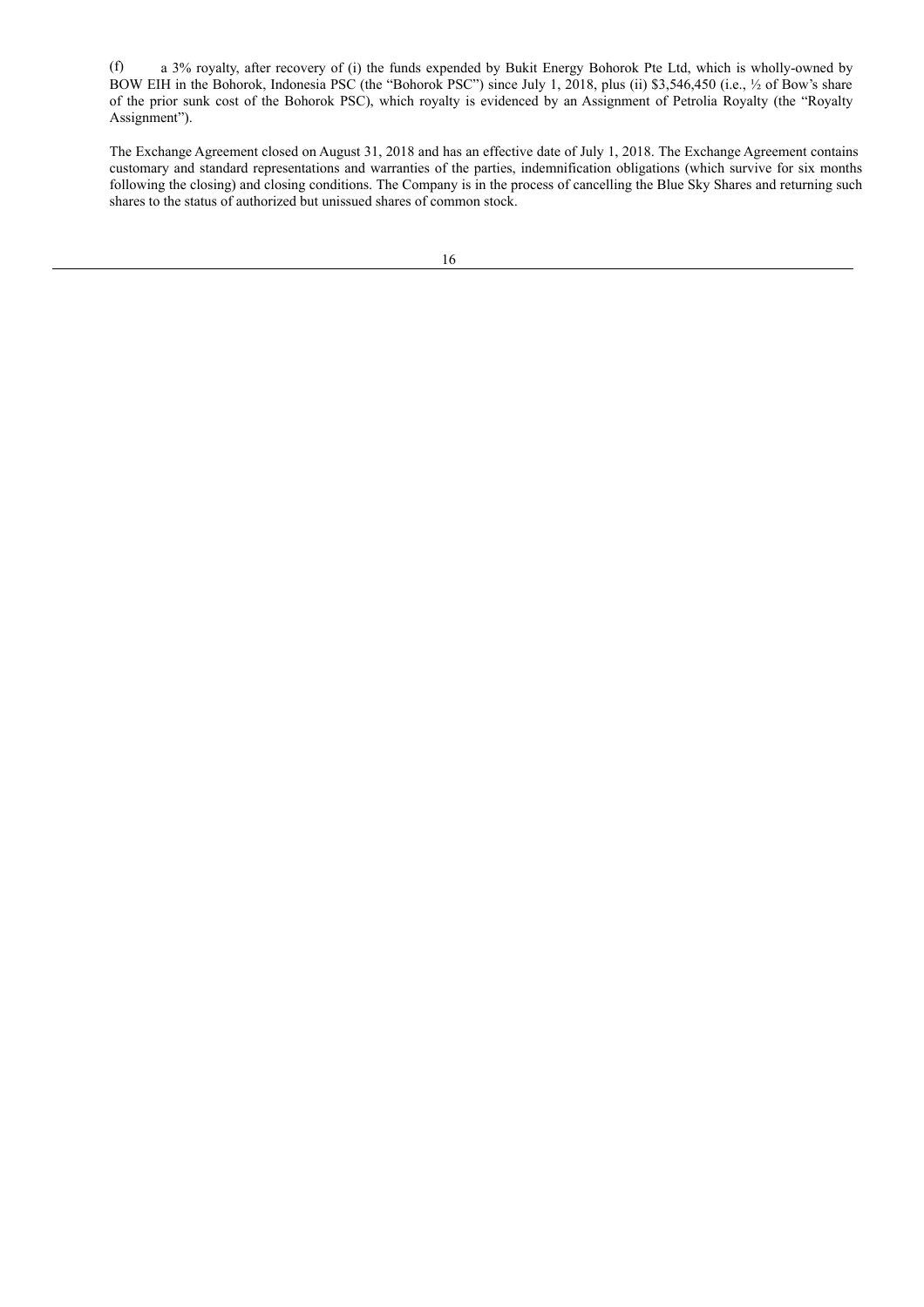(f) a 3% royalty, after recovery of (i) the funds expended by Bukit Energy Bohorok Pte Ltd, which is wholly-owned by BOW EIH in the Bohorok, Indonesia PSC (the "Bohorok PSC") since July 1, 2018, plus (ii) $3,546,450 (i.e., ½ of Bow's share of the prior sunk cost of the Bohorok PSC), which royalty is evidenced by an Assignment of Petrolia Royalty (the "Royalty Assignment").

The Exchange Agreement closed on August 31, 2018 and has an effective date of July 1, 2018. The Exchange Agreement contains customary and standard representations and warranties of the parties, indemnification obligations (which survive for six months following the closing) and closing conditions. The Company is in the process of cancelling the Blue Sky Shares and returning such shares to the status of authorized but unissued shares of common stock.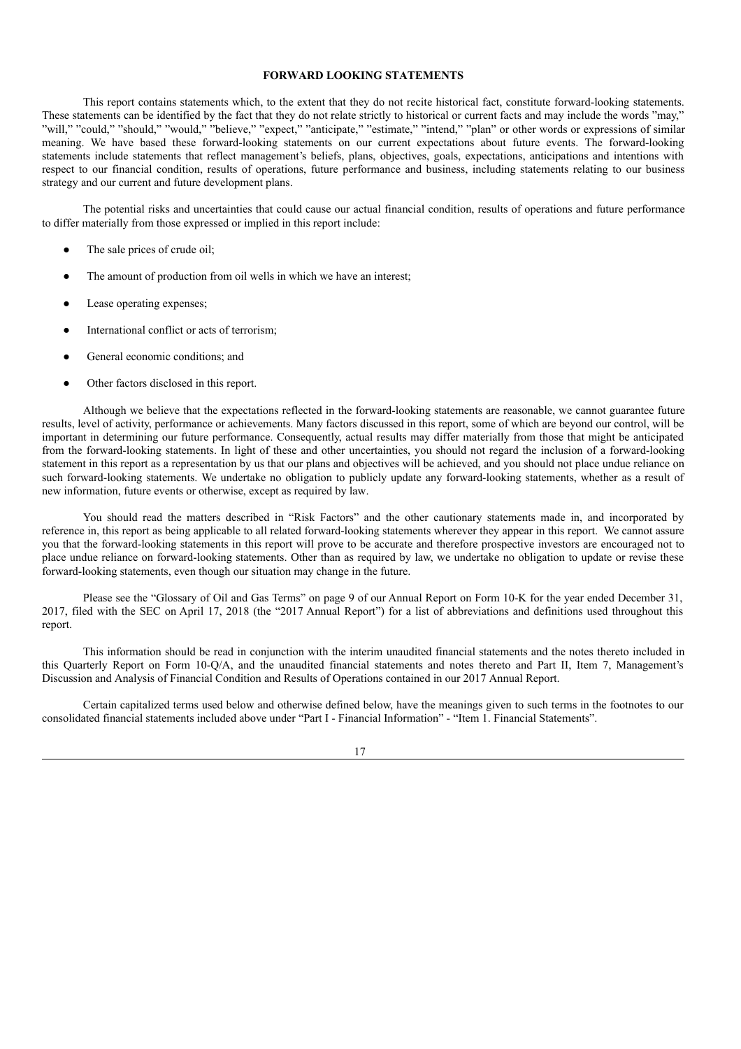## FORWARD LOOKING STATEMENTS

This report contains statements which, to the extent that they do not recite historical fact, constitute forward-looking statements. These statements can be identified by the fact that they do not relate strictly to historical or current facts and may include the words "may," "will," "could," "should," "would," "believe," "expect," "anticipate," "estimate," "intend," "plan" or other words or expressions of similar meaning. We have based these forward-looking statements on our current expectations about future events. The forward-looking statements include statements that reflect management's beliefs, plans, objectives, goals, expectations, anticipations and intentions with respect to our financial condition, results of operations, future performance and business, including statements relating to our business strategy and our current and future development plans.

The potential risks and uncertainties that could cause our actual financial condition, results of operations and future performance to differ materially from those expressed or implied in this report include:

- The sale prices of crude oil;
- The amount of production from oil wells in which we have an interest;
- Lease operating expenses;
- International conflict or acts of terrorism;
- General economic conditions; and
- Other factors disclosed in this report.

Although we believe that the expectations reflected in the forward-looking statements are reasonable, we cannot guarantee future results, level of activity, performance or achievements. Many factors discussed in this report, some of which are beyond our control, will be important in determining our future performance. Consequently, actual results may differ materially from those that might be anticipated from the forward-looking statements. In light of these and other uncertainties, you should not regard the inclusion of a forward-looking statement in this report as a representation by us that our plans and objectives will be achieved, and you should not place undue reliance on such forward-looking statements. We undertake no obligation to publicly update any forward-looking statements, whether as a result of new information, future events or otherwise, except as required by law.

You should read the matters described in "Risk Factors" and the other cautionary statements made in, and incorporated by reference in, this report as being applicable to all related forward-looking statements wherever they appear in this report. We cannot assure you that the forward-looking statements in this report will prove to be accurate and therefore prospective investors are encouraged not to place undue reliance on forward-looking statements. Other than as required by law, we undertake no obligation to update or revise these forward-looking statements, even though our situation may change in the future.

Please see the "Glossary of Oil and Gas Terms" on page 9 of our Annual Report on Form 10-K for the year ended December 31, 2017, filed with the SEC on April 17, 2018 (the "2017 Annual Report") for a list of abbreviations and definitions used throughout this report.

This information should be read in conjunction with the interim unaudited financial statements and the notes thereto included in this Quarterly Report on Form 10-Q/A, and the unaudited financial statements and notes thereto and Part II, Item 7, Management's Discussion and Analysis of Financial Condition and Results of Operations contained in our 2017 Annual Report.

Certain capitalized terms used below and otherwise defined below, have the meanings given to such terms in the footnotes to our consolidated financial statements included above under "Part I - Financial Information" - "Item 1. Financial Statements".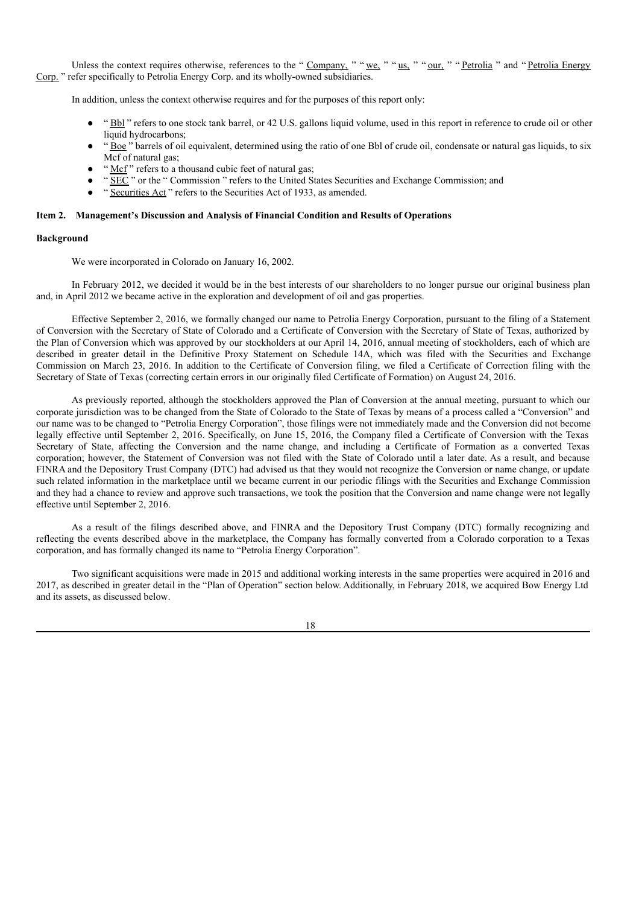Unless the context requires otherwise, references to the " Company, " " we, " " us, " " our, " " Petrolia " and " Petrolia Energy Corp. " refer specifically to Petrolia Energy Corp. and its wholly-owned subsidiaries.

In addition, unless the context otherwise requires and for the purposes of this report only:

- " Bbl " refers to one stock tank barrel, or 42 U.S. gallons liquid volume, used in this report in reference to crude oil or other liquid hydrocarbons;
- " Boe " barrels of oil equivalent, determined using the ratio of one Bbl of crude oil, condensate or natural gas liquids, to six Mcf of natural gas;
- " Mcf " refers to a thousand cubic feet of natural gas;
- " SEC " or the " Commission " refers to the United States Securities and Exchange Commission; and
- " Securities Act " refers to the Securities Act of 1933, as amended.

## Item 2. Management's Discussion and Analysis of Financial Condition and Results of Operations

### Background

We were incorporated in Colorado on January 16, 2002.

In February 2012, we decided it would be in the best interests of our shareholders to no longer pursue our original business plan and, in April 2012 we became active in the exploration and development of oil and gas properties.

Effective September 2, 2016, we formally changed our name to Petrolia Energy Corporation, pursuant to the filing of a Statement of Conversion with the Secretary of State of Colorado and a Certificate of Conversion with the Secretary of State of Texas, authorized by the Plan of Conversion which was approved by our stockholders at our April 14, 2016, annual meeting of stockholders, each of which are described in greater detail in the Definitive Proxy Statement on Schedule 14A, which was filed with the Securities and Exchange Commission on March 23, 2016. In addition to the Certificate of Conversion filing, we filed a Certificate of Correction filing with the Secretary of State of Texas (correcting certain errors in our originally filed Certificate of Formation) on August 24, 2016.

As previously reported, although the stockholders approved the Plan of Conversion at the annual meeting, pursuant to which our corporate jurisdiction was to be changed from the State of Colorado to the State of Texas by means of a process called a "Conversion" and our name was to be changed to "Petrolia Energy Corporation", those filings were not immediately made and the Conversion did not become legally effective until September 2, 2016. Specifically, on June 15, 2016, the Company filed a Certificate of Conversion with the Texas Secretary of State, affecting the Conversion and the name change, and including a Certificate of Formation as a converted Texas corporation; however, the Statement of Conversion was not filed with the State of Colorado until a later date. As a result, and because FINRA and the Depository Trust Company (DTC) had advised us that they would not recognize the Conversion or name change, or update such related information in the marketplace until we became current in our periodic filings with the Securities and Exchange Commission and they had a chance to review and approve such transactions, we took the position that the Conversion and name change were not legally effective until September 2, 2016.

As a result of the filings described above, and FINRA and the Depository Trust Company (DTC) formally recognizing and reflecting the events described above in the marketplace, the Company has formally converted from a Colorado corporation to a Texas corporation, and has formally changed its name to "Petrolia Energy Corporation".

Two significant acquisitions were made in 2015 and additional working interests in the same properties were acquired in 2016 and 2017, as described in greater detail in the "Plan of Operation" section below. Additionally, in February 2018, we acquired Bow Energy Ltd and its assets, as discussed below.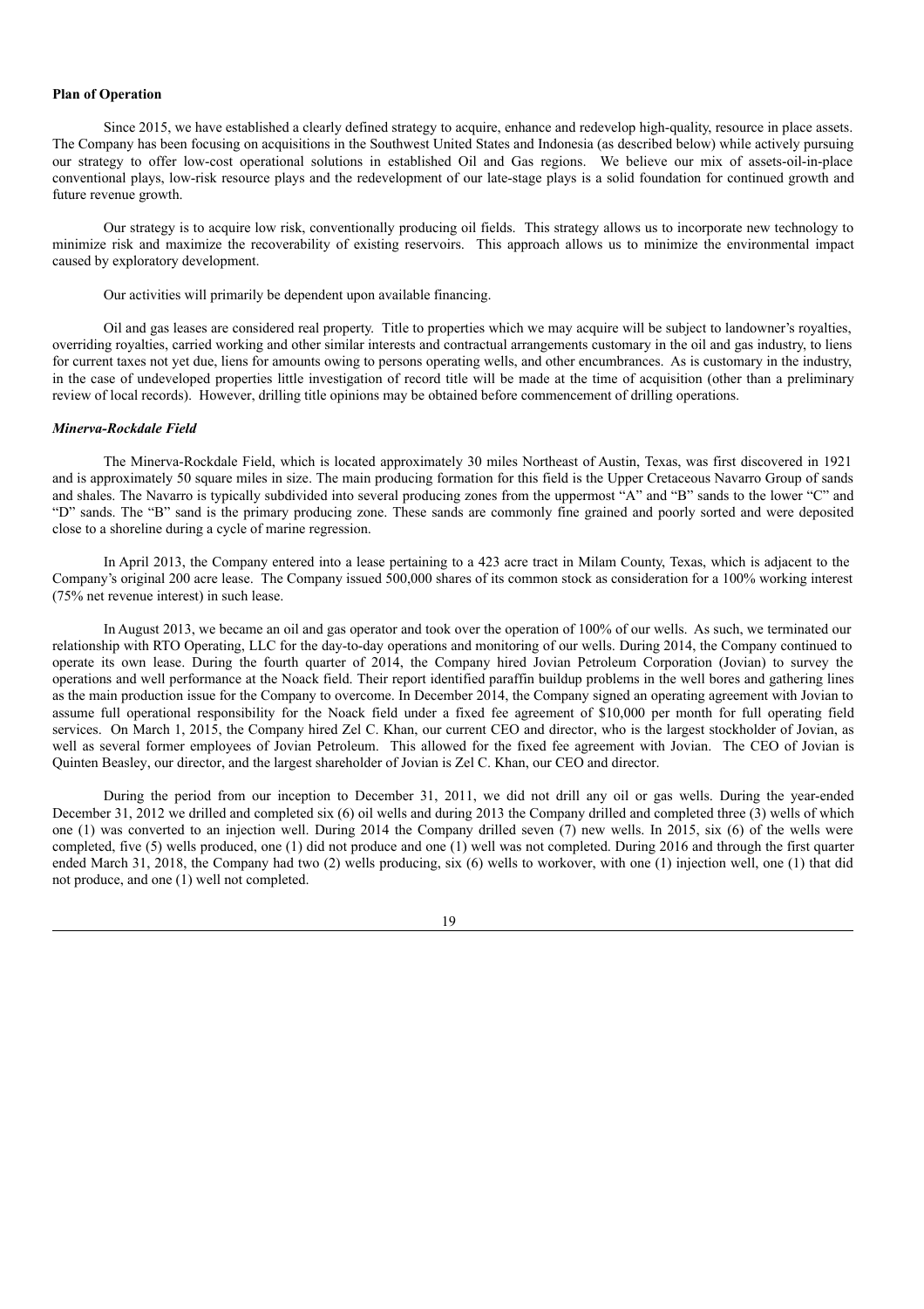**Plan of Operation**

Since 2015, we have established a clearly defined strategy to acquire, enhance and redevelop high-quality, resource in place assets. The Company has been focusing on acquisitions in the Southwest United States and Indonesia (as described below) while actively pursuing our strategy to offer low-cost operational solutions in established Oil and Gas regions. We believe our mix of assets-oil-in-place conventional plays, low-risk resource plays and the redevelopment of our late-stage plays is a solid foundation for continued growth and future revenue growth.

Our strategy is to acquire low risk, conventionally producing oil fields. This strategy allows us to incorporate new technology to minimize risk and maximize the recoverability of existing reservoirs. This approach allows us to minimize the environmental impact caused by exploratory development.

Our activities will primarily be dependent upon available financing.

Oil and gas leases are considered real property. Title to properties which we may acquire will be subject to landowner's royalties, overriding royalties, carried working and other similar interests and contractual arrangements customary in the oil and gas industry, to liens for current taxes not yet due, liens for amounts owing to persons operating wells, and other encumbrances. As is customary in the industry, in the case of undeveloped properties little investigation of record title will be made at the time of acquisition (other than a preliminary review of local records). However, drilling title opinions may be obtained before commencement of drilling operations.

***Minerva-Rockdale Field***

The Minerva-Rockdale Field, which is located approximately 30 miles Northeast of Austin, Texas, was first discovered in 1921 and is approximately 50 square miles in size. The main producing formation for this field is the Upper Cretaceous Navarro Group of sands and shales. The Navarro is typically subdivided into several producing zones from the uppermost "A" and "B" sands to the lower "C" and "D" sands. The "B" sand is the primary producing zone. These sands are commonly fine grained and poorly sorted and were deposited close to a shoreline during a cycle of marine regression.

In April 2013, the Company entered into a lease pertaining to a 423 acre tract in Milam County, Texas, which is adjacent to the Company's original 200 acre lease. The Company issued 500,000 shares of its common stock as consideration for a 100% working interest (75% net revenue interest) in such lease.

In August 2013, we became an oil and gas operator and took over the operation of 100% of our wells. As such, we terminated our relationship with RTO Operating, LLC for the day-to-day operations and monitoring of our wells. During 2014, the Company continued to operate its own lease. During the fourth quarter of 2014, the Company hired Jovian Petroleum Corporation (Jovian) to survey the operations and well performance at the Noack field. Their report identified paraffin buildup problems in the well bores and gathering lines as the main production issue for the Company to overcome. In December 2014, the Company signed an operating agreement with Jovian to assume full operational responsibility for the Noack field under a fixed fee agreement of $10,000 per month for full operating field services. On March 1, 2015, the Company hired Zel C. Khan, our current CEO and director, who is the largest stockholder of Jovian, as well as several former employees of Jovian Petroleum. This allowed for the fixed fee agreement with Jovian. The CEO of Jovian is Quinten Beasley, our director, and the largest shareholder of Jovian is Zel C. Khan, our CEO and director.

During the period from our inception to December 31, 2011, we did not drill any oil or gas wells. During the year-ended December 31, 2012 we drilled and completed six (6) oil wells and during 2013 the Company drilled and completed three (3) wells of which one (1) was converted to an injection well. During 2014 the Company drilled seven (7) new wells. In 2015, six (6) of the wells were completed, five (5) wells produced, one (1) did not produce and one (1) well was not completed. During 2016 and through the first quarter ended March 31, 2018, the Company had two (2) wells producing, six (6) wells to workover, with one (1) injection well, one (1) that did not produce, and one (1) well not completed.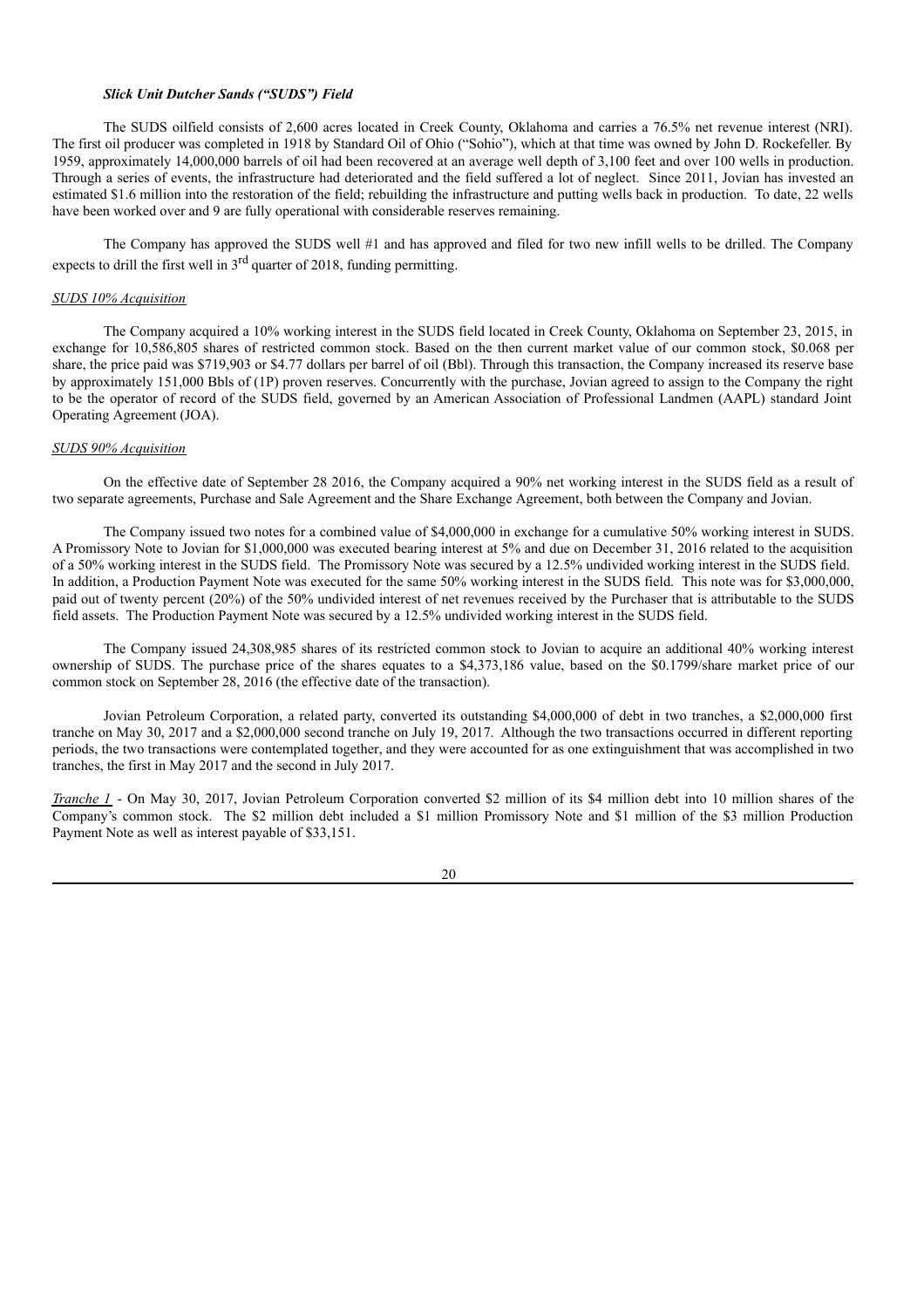### *Slick Unit Dutcher Sands ("SUDS") Field*

The SUDS oilfield consists of 2,600 acres located in Creek County, Oklahoma and carries a 76.5% net revenue interest (NRI). The first oil producer was completed in 1918 by Standard Oil of Ohio ("Sohio"), which at that time was owned by John D. Rockefeller. By 1959, approximately 14,000,000 barrels of oil had been recovered at an average well depth of 3,100 feet and over 100 wells in production. Through a series of events, the infrastructure had deteriorated and the field suffered a lot of neglect. Since 2011, Jovian has invested an estimated $1.6 million into the restoration of the field; rebuilding the infrastructure and putting wells back in production. To date, 22 wells have been worked over and 9 are fully operational with considerable reserves remaining.

The Company has approved the SUDS well #1 and has approved and filed for two new infill wells to be drilled. The Company expects to drill the first well in 3rd quarter of 2018, funding permitting.

*SUDS 10% Acquisition*

The Company acquired a 10% working interest in the SUDS field located in Creek County, Oklahoma on September 23, 2015, in exchange for 10,586,805 shares of restricted common stock. Based on the then current market value of our common stock, $0.068 per share, the price paid was $719,903 or $4.77 dollars per barrel of oil (Bbl). Through this transaction, the Company increased its reserve base by approximately 151,000 Bbls of (1P) proven reserves. Concurrently with the purchase, Jovian agreed to assign to the Company the right to be the operator of record of the SUDS field, governed by an American Association of Professional Landmen (AAPL) standard Joint Operating Agreement (JOA).

*SUDS 90% Acquisition*

On the effective date of September 28 2016, the Company acquired a 90% net working interest in the SUDS field as a result of two separate agreements, Purchase and Sale Agreement and the Share Exchange Agreement, both between the Company and Jovian.

The Company issued two notes for a combined value of $4,000,000 in exchange for a cumulative 50% working interest in SUDS. A Promissory Note to Jovian for $1,000,000 was executed bearing interest at 5% and due on December 31, 2016 related to the acquisition of a 50% working interest in the SUDS field. The Promissory Note was secured by a 12.5% undivided working interest in the SUDS field. In addition, a Production Payment Note was executed for the same 50% working interest in the SUDS field. This note was for $3,000,000, paid out of twenty percent (20%) of the 50% undivided interest of net revenues received by the Purchaser that is attributable to the SUDS field assets. The Production Payment Note was secured by a 12.5% undivided working interest in the SUDS field.

The Company issued 24,308,985 shares of its restricted common stock to Jovian to acquire an additional 40% working interest ownership of SUDS. The purchase price of the shares equates to a $4,373,186 value, based on the $0.1799/share market price of our common stock on September 28, 2016 (the effective date of the transaction).

Jovian Petroleum Corporation, a related party, converted its outstanding $4,000,000 of debt in two tranches, a $2,000,000 first tranche on May 30, 2017 and a $2,000,000 second tranche on July 19, 2017. Although the two transactions occurred in different reporting periods, the two transactions were contemplated together, and they were accounted for as one extinguishment that was accomplished in two tranches, the first in May 2017 and the second in July 2017.

*Tranche 1* - On May 30, 2017, Jovian Petroleum Corporation converted $2 million of its $4 million debt into 10 million shares of the Company's common stock. The $2 million debt included a $1 million Promissory Note and $1 million of the $3 million Production Payment Note as well as interest payable of $33,151.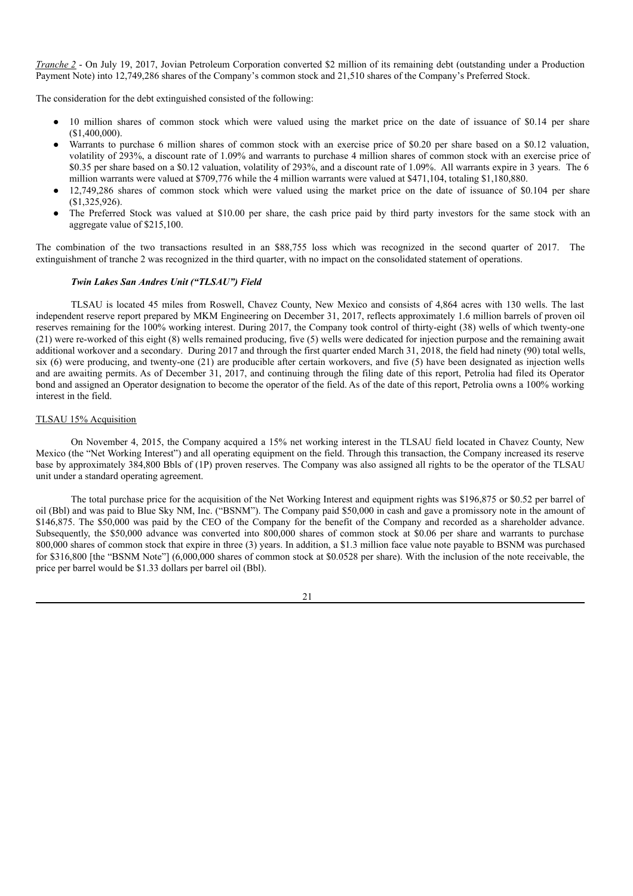*Tranche 2* - On July 19, 2017, Jovian Petroleum Corporation converted $2 million of its remaining debt (outstanding under a Production Payment Note) into 12,749,286 shares of the Company's common stock and 21,510 shares of the Company's Preferred Stock.

The consideration for the debt extinguished consisted of the following:

- 10 million shares of common stock which were valued using the market price on the date of issuance of $0.14 per share ($1,400,000).
- Warrants to purchase 6 million shares of common stock with an exercise price of $0.20 per share based on a $0.12 valuation, volatility of 293%, a discount rate of 1.09% and warrants to purchase 4 million shares of common stock with an exercise price of $0.35 per share based on a $0.12 valuation, volatility of 293%, and a discount rate of 1.09%. All warrants expire in 3 years. The 6 million warrants were valued at $709,776 while the 4 million warrants were valued at $471,104, totaling $1,180,880.
- 12,749,286 shares of common stock which were valued using the market price on the date of issuance of $0.104 per share ($1,325,926).
- The Preferred Stock was valued at $10.00 per share, the cash price paid by third party investors for the same stock with an aggregate value of $215,100.

The combination of the two transactions resulted in an $88,755 loss which was recognized in the second quarter of 2017. The extinguishment of tranche 2 was recognized in the third quarter, with no impact on the consolidated statement of operations.

### *Twin Lakes San Andres Unit ("TLSAU") Field*

TLSAU is located 45 miles from Roswell, Chavez County, New Mexico and consists of 4,864 acres with 130 wells. The last independent reserve report prepared by MKM Engineering on December 31, 2017, reflects approximately 1.6 million barrels of proven oil reserves remaining for the 100% working interest. During 2017, the Company took control of thirty-eight (38) wells of which twenty-one (21) were re-worked of this eight (8) wells remained producing, five (5) wells were dedicated for injection purpose and the remaining await additional workover and a secondary. During 2017 and through the first quarter ended March 31, 2018, the field had ninety (90) total wells, six (6) were producing, and twenty-one (21) are producible after certain workovers, and five (5) have been designated as injection wells and are awaiting permits. As of December 31, 2017, and continuing through the filing date of this report, Petrolia had filed its Operator bond and assigned an Operator designation to become the operator of the field. As of the date of this report, Petrolia owns a 100% working interest in the field.

#### TLSAU 15% Acquisition

On November 4, 2015, the Company acquired a 15% net working interest in the TLSAU field located in Chavez County, New Mexico (the "Net Working Interest") and all operating equipment on the field. Through this transaction, the Company increased its reserve base by approximately 384,800 Bbls of (1P) proven reserves. The Company was also assigned all rights to be the operator of the TLSAU unit under a standard operating agreement.

The total purchase price for the acquisition of the Net Working Interest and equipment rights was $196,875 or $0.52 per barrel of oil (Bbl) and was paid to Blue Sky NM, Inc. ("BSNM"). The Company paid $50,000 in cash and gave a promissory note in the amount of $146,875. The $50,000 was paid by the CEO of the Company for the benefit of the Company and recorded as a shareholder advance. Subsequently, the $50,000 advance was converted into 800,000 shares of common stock at $0.06 per share and warrants to purchase 800,000 shares of common stock that expire in three (3) years. In addition, a $1.3 million face value note payable to BSNM was purchased for $316,800 [the "BSNM Note"] (6,000,000 shares of common stock at $0.0528 per share). With the inclusion of the note receivable, the price per barrel would be $1.33 dollars per barrel oil (Bbl).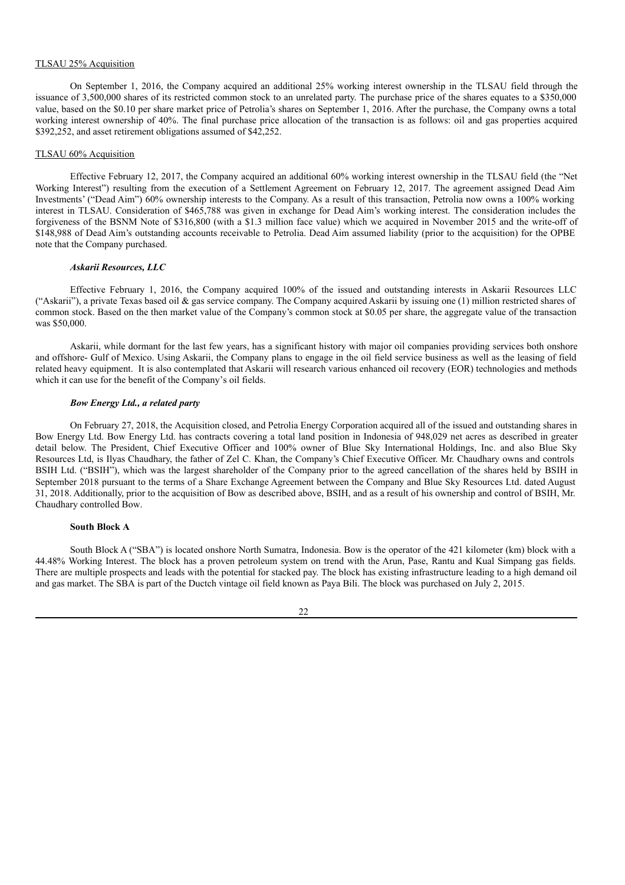TLSAU 25% Acquisition

On September 1, 2016, the Company acquired an additional 25% working interest ownership in the TLSAU field through the issuance of 3,500,000 shares of its restricted common stock to an unrelated party. The purchase price of the shares equates to a $350,000 value, based on the $0.10 per share market price of Petrolia's shares on September 1, 2016. After the purchase, the Company owns a total working interest ownership of 40%. The final purchase price allocation of the transaction is as follows: oil and gas properties acquired $392,252, and asset retirement obligations assumed of $42,252.

TLSAU 60% Acquisition

Effective February 12, 2017, the Company acquired an additional 60% working interest ownership in the TLSAU field (the "Net Working Interest") resulting from the execution of a Settlement Agreement on February 12, 2017. The agreement assigned Dead Aim Investments' ("Dead Aim") 60% ownership interests to the Company. As a result of this transaction, Petrolia now owns a 100% working interest in TLSAU. Consideration of $465,788 was given in exchange for Dead Aim's working interest. The consideration includes the forgiveness of the BSNM Note of $316,800 (with a $1.3 million face value) which we acquired in November 2015 and the write-off of $148,988 of Dead Aim's outstanding accounts receivable to Petrolia. Dead Aim assumed liability (prior to the acquisition) for the OPBE note that the Company purchased.

***Askarii Resources, LLC***

Effective February 1, 2016, the Company acquired 100% of the issued and outstanding interests in Askarii Resources LLC ("Askarii"), a private Texas based oil & gas service company. The Company acquired Askarii by issuing one (1) million restricted shares of common stock. Based on the then market value of the Company's common stock at $0.05 per share, the aggregate value of the transaction was $50,000.

Askarii, while dormant for the last few years, has a significant history with major oil companies providing services both onshore and offshore- Gulf of Mexico. Using Askarii, the Company plans to engage in the oil field service business as well as the leasing of field related heavy equipment. It is also contemplated that Askarii will research various enhanced oil recovery (EOR) technologies and methods which it can use for the benefit of the Company's oil fields.

***Bow Energy Ltd., a related party***

On February 27, 2018, the Acquisition closed, and Petrolia Energy Corporation acquired all of the issued and outstanding shares in Bow Energy Ltd. Bow Energy Ltd. has contracts covering a total land position in Indonesia of 948,029 net acres as described in greater detail below. The President, Chief Executive Officer and 100% owner of Blue Sky International Holdings, Inc. and also Blue Sky Resources Ltd, is Ilyas Chaudhary, the father of Zel C. Khan, the Company's Chief Executive Officer. Mr. Chaudhary owns and controls BSIH Ltd. ("BSIH"), which was the largest shareholder of the Company prior to the agreed cancellation of the shares held by BSIH in September 2018 pursuant to the terms of a Share Exchange Agreement between the Company and Blue Sky Resources Ltd. dated August 31, 2018. Additionally, prior to the acquisition of Bow as described above, BSIH, and as a result of his ownership and control of BSIH, Mr. Chaudhary controlled Bow.

**South Block A**

South Block A ("SBA") is located onshore North Sumatra, Indonesia. Bow is the operator of the 421 kilometer (km) block with a 44.48% Working Interest. The block has a proven petroleum system on trend with the Arun, Pase, Rantu and Kual Simpang gas fields. There are multiple prospects and leads with the potential for stacked pay. The block has existing infrastructure leading to a high demand oil and gas market. The SBA is part of the Ductch vintage oil field known as Paya Bili. The block was purchased on July 2, 2015.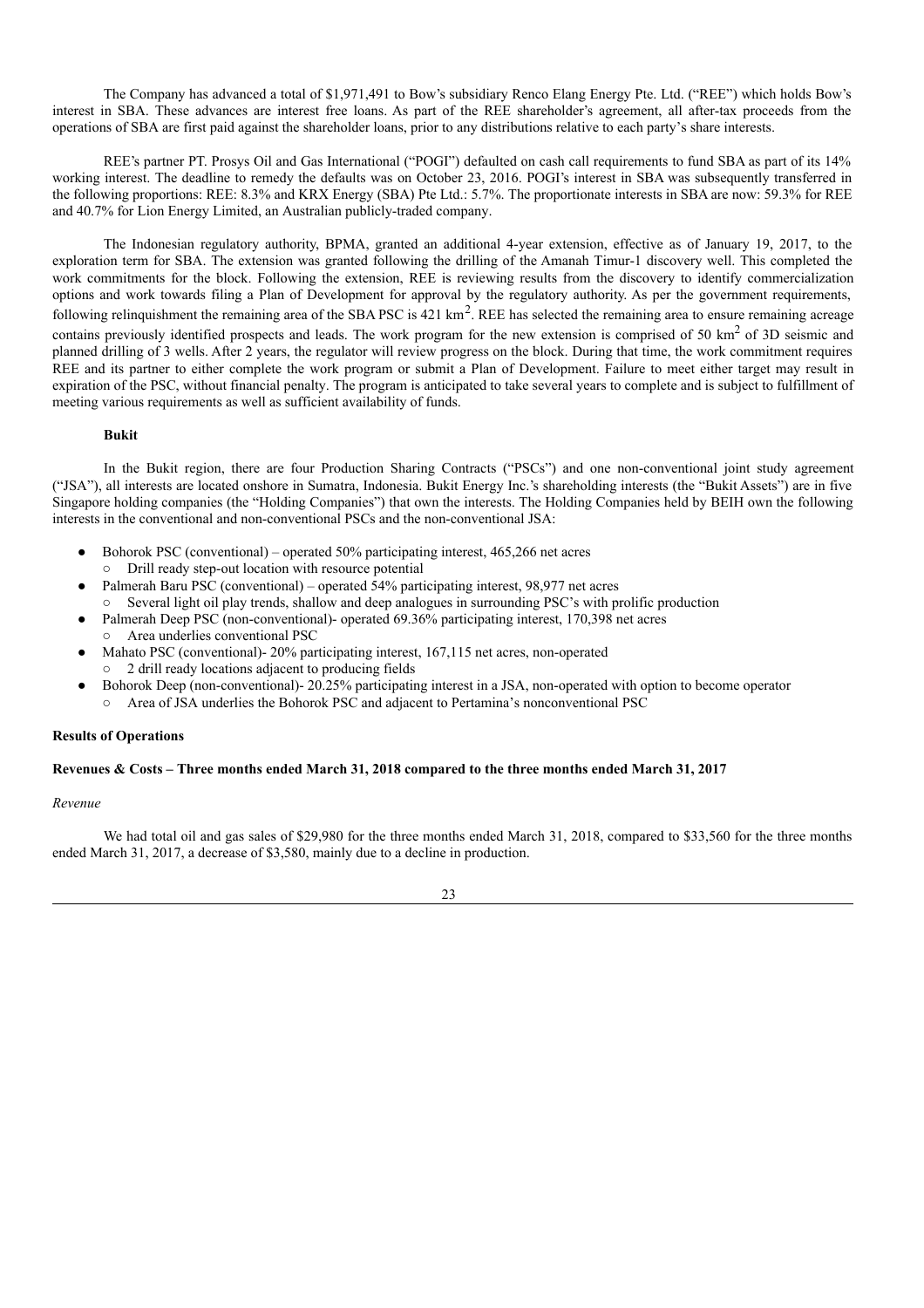The Company has advanced a total of $1,971,491 to Bow's subsidiary Renco Elang Energy Pte. Ltd. ("REE") which holds Bow's interest in SBA. These advances are interest free loans. As part of the REE shareholder's agreement, all after-tax proceeds from the operations of SBA are first paid against the shareholder loans, prior to any distributions relative to each party's share interests.

REE's partner PT. Prosys Oil and Gas International ("POGI") defaulted on cash call requirements to fund SBA as part of its 14% working interest. The deadline to remedy the defaults was on October 23, 2016. POGI's interest in SBA was subsequently transferred in the following proportions: REE: 8.3% and KRX Energy (SBA) Pte Ltd.: 5.7%. The proportionate interests in SBA are now: 59.3% for REE and 40.7% for Lion Energy Limited, an Australian publicly-traded company.

The Indonesian regulatory authority, BPMA, granted an additional 4-year extension, effective as of January 19, 2017, to the exploration term for SBA. The extension was granted following the drilling of the Amanah Timur-1 discovery well. This completed the work commitments for the block. Following the extension, REE is reviewing results from the discovery to identify commercialization options and work towards filing a Plan of Development for approval by the regulatory authority. As per the government requirements, following relinquishment the remaining area of the SBA PSC is 421 km$^2$. REE has selected the remaining area to ensure remaining acreage contains previously identified prospects and leads. The work program for the new extension is comprised of 50 km$^2$ of 3D seismic and planned drilling of 3 wells. After 2 years, the regulator will review progress on the block. During that time, the work commitment requires REE and its partner to either complete the work program or submit a Plan of Development. Failure to meet either target may result in expiration of the PSC, without financial penalty. The program is anticipated to take several years to complete and is subject to fulfillment of meeting various requirements as well as sufficient availability of funds.

**Bukit**

In the Bukit region, there are four Production Sharing Contracts ("PSCs") and one non-conventional joint study agreement ("JSA"), all interests are located onshore in Sumatra, Indonesia. Bukit Energy Inc.'s shareholding interests (the "Bukit Assets") are in five Singapore holding companies (the "Holding Companies") that own the interests. The Holding Companies held by BEIH own the following interests in the conventional and non-conventional PSCs and the non-conventional JSA:

- Bohorok PSC (conventional) – operated 50% participating interest, 465,266 net acres
  - Drill ready step-out location with resource potential
- Palmerah Baru PSC (conventional) – operated 54% participating interest, 98,977 net acres
  - Several light oil play trends, shallow and deep analogues in surrounding PSC's with prolific production
- Palmerah Deep PSC (non-conventional)- operated 69.36% participating interest, 170,398 net acres
  - Area underlies conventional PSC
- Mahato PSC (conventional)- 20% participating interest, 167,115 net acres, non-operated
  - 2 drill ready locations adjacent to producing fields
- Bohorok Deep (non-conventional)- 20.25% participating interest in a JSA, non-operated with option to become operator
  - Area of JSA underlies the Bohorok PSC and adjacent to Pertamina's nonconventional PSC

**Results of Operations**

**Revenues & Costs – Three months ended March 31, 2018 compared to the three months ended March 31, 2017**

*Revenue*

We had total oil and gas sales of $29,980 for the three months ended March 31, 2018, compared to $33,560 for the three months ended March 31, 2017, a decrease of $3,580, mainly due to a decline in production.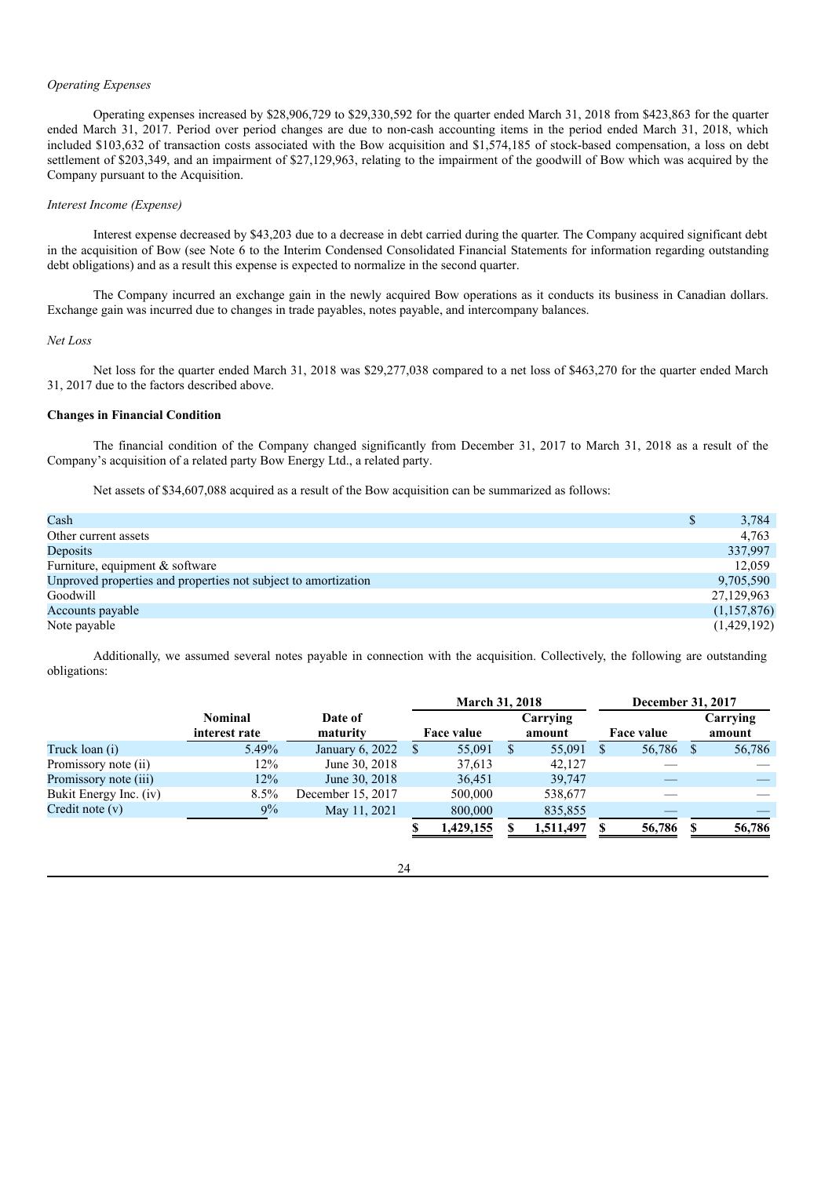*Operating Expenses*

Operating expenses increased by $28,906,729 to $29,330,592 for the quarter ended March 31, 2018 from $423,863 for the quarter ended March 31, 2017. Period over period changes are due to non-cash accounting items in the period ended March 31, 2018, which included $103,632 of transaction costs associated with the Bow acquisition and $1,574,185 of stock-based compensation, a loss on debt settlement of $203,349, and an impairment of $27,129,963, relating to the impairment of the goodwill of Bow which was acquired by the Company pursuant to the Acquisition.

*Interest Income (Expense)*

Interest expense decreased by $43,203 due to a decrease in debt carried during the quarter. The Company acquired significant debt in the acquisition of Bow (see Note 6 to the Interim Condensed Consolidated Financial Statements for information regarding outstanding debt obligations) and as a result this expense is expected to normalize in the second quarter.

The Company incurred an exchange gain in the newly acquired Bow operations as it conducts its business in Canadian dollars. Exchange gain was incurred due to changes in trade payables, notes payable, and intercompany balances.

*Net Loss*

Net loss for the quarter ended March 31, 2018 was $29,277,038 compared to a net loss of $463,270 for the quarter ended March 31, 2017 due to the factors described above.

**Changes in Financial Condition**

The financial condition of the Company changed significantly from December 31, 2017 to March 31, 2018 as a result of the Company's acquisition of a related party Bow Energy Ltd., a related party.

Net assets of $34,607,088 acquired as a result of the Bow acquisition can be summarized as follows:

| | |
|---|---|
| Cash | $ 3,784 |
| Other current assets | 4,763 |
| Deposits | 337,997 |
| Furniture, equipment & software | 12,059 |
| Unproved properties and properties not subject to amortization | 9,705,590 |
| Goodwill | 27,129,963 |
| Accounts payable | (1,157,876) |
| Note payable | (1,429,192) |

Additionally, we assumed several notes payable in connection with the acquisition. Collectively, the following are outstanding obligations:

| | Nominal interest rate | Date of maturity | March 31, 2018 Face value | March 31, 2018 Carrying amount | December 31, 2017 Face value | December 31, 2017 Carrying amount |
|---|---|---|---|---|---|---|
| Truck loan (i) | 5.49% | January 6, 2022 | $ 55,091 | $ 55,091 | $ 56,786 | $ 56,786 |
| Promissory note (ii) | 12% | June 30, 2018 | 37,613 | 42,127 | — | — |
| Promissory note (iii) | 12% | June 30, 2018 | 36,451 | 39,747 | — | — |
| Bukit Energy Inc. (iv) | 8.5% | December 15, 2017 | 500,000 | 538,677 | — | — |
| Credit note (v) | 9% | May 11, 2021 | 800,000 | 835,855 | — | — |
| | | | **$ 1,429,155** | **$ 1,511,497** | **$ 56,786** | **$ 56,786** |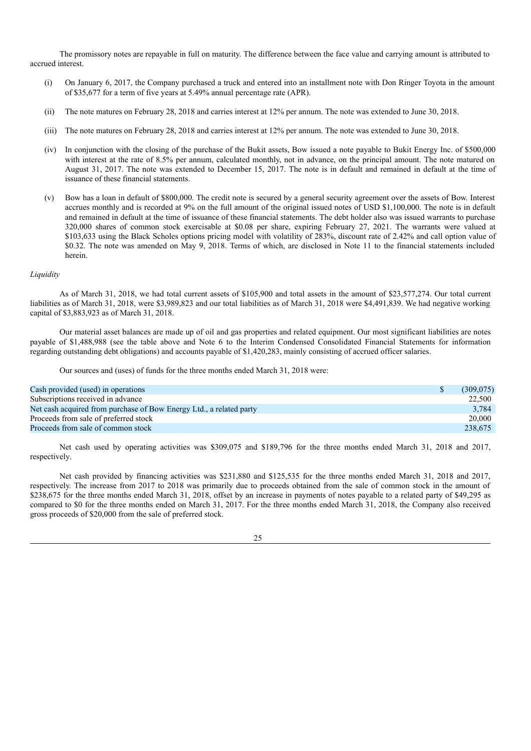The promissory notes are repayable in full on maturity. The difference between the face value and carrying amount is attributed to accrued interest.

(i) On January 6, 2017, the Company purchased a truck and entered into an installment note with Don Ringer Toyota in the amount of $35,677 for a term of five years at 5.49% annual percentage rate (APR).

(ii) The note matures on February 28, 2018 and carries interest at 12% per annum. The note was extended to June 30, 2018.

(iii) The note matures on February 28, 2018 and carries interest at 12% per annum. The note was extended to June 30, 2018.

(iv) In conjunction with the closing of the purchase of the Bukit assets, Bow issued a note payable to Bukit Energy Inc. of $500,000 with interest at the rate of 8.5% per annum, calculated monthly, not in advance, on the principal amount. The note matured on August 31, 2017. The note was extended to December 15, 2017. The note is in default and remained in default at the time of issuance of these financial statements.

(v) Bow has a loan in default of $800,000. The credit note is secured by a general security agreement over the assets of Bow. Interest accrues monthly and is recorded at 9% on the full amount of the original issued notes of USD $1,100,000. The note is in default and remained in default at the time of issuance of these financial statements. The debt holder also was issued warrants to purchase 320,000 shares of common stock exercisable at $0.08 per share, expiring February 27, 2021. The warrants were valued at $103,633 using the Black Scholes options pricing model with volatility of 283%, discount rate of 2.42% and call option value of $0.32. The note was amended on May 9, 2018. Terms of which, are disclosed in Note 11 to the financial statements included herein.

*Liquidity*

As of March 31, 2018, we had total current assets of $105,900 and total assets in the amount of $23,577,274. Our total current liabilities as of March 31, 2018, were $3,989,823 and our total liabilities as of March 31, 2018 were $4,491,839. We had negative working capital of $3,883,923 as of March 31, 2018.

Our material asset balances are made up of oil and gas properties and related equipment. Our most significant liabilities are notes payable of $1,488,988 (see the table above and Note 6 to the Interim Condensed Consolidated Financial Statements for information regarding outstanding debt obligations) and accounts payable of $1,420,283, mainly consisting of accrued officer salaries.

Our sources and (uses) of funds for the three months ended March 31, 2018 were:

| | | |
|---|---|---|
| Cash provided (used) in operations | $ | (309,075) |
| Subscriptions received in advance | | 22,500 |
| Net cash acquired from purchase of Bow Energy Ltd., a related party | | 3,784 |
| Proceeds from sale of preferred stock | | 20,000 |
| Proceeds from sale of common stock | | 238,675 |

Net cash used by operating activities was $309,075 and $189,796 for the three months ended March 31, 2018 and 2017, respectively.

Net cash provided by financing activities was $231,880 and $125,535 for the three months ended March 31, 2018 and 2017, respectively. The increase from 2017 to 2018 was primarily due to proceeds obtained from the sale of common stock in the amount of $238,675 for the three months ended March 31, 2018, offset by an increase in payments of notes payable to a related party of $49,295 as compared to $0 for the three months ended on March 31, 2017. For the three months ended March 31, 2018, the Company also received gross proceeds of $20,000 from the sale of preferred stock.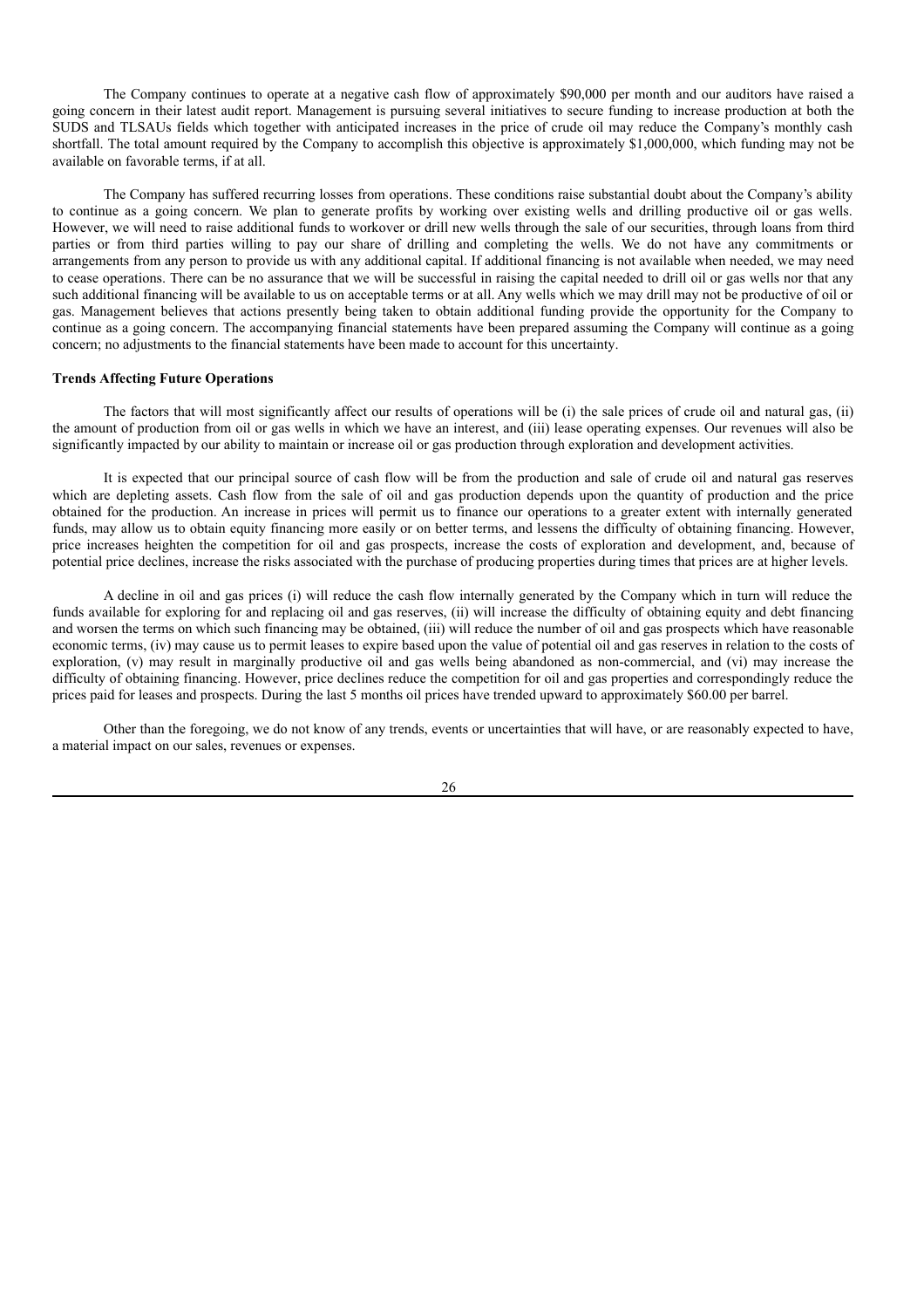The Company continues to operate at a negative cash flow of approximately $90,000 per month and our auditors have raised a going concern in their latest audit report. Management is pursuing several initiatives to secure funding to increase production at both the SUDS and TLSAUs fields which together with anticipated increases in the price of crude oil may reduce the Company's monthly cash shortfall. The total amount required by the Company to accomplish this objective is approximately $1,000,000, which funding may not be available on favorable terms, if at all.

The Company has suffered recurring losses from operations. These conditions raise substantial doubt about the Company's ability to continue as a going concern. We plan to generate profits by working over existing wells and drilling productive oil or gas wells. However, we will need to raise additional funds to workover or drill new wells through the sale of our securities, through loans from third parties or from third parties willing to pay our share of drilling and completing the wells. We do not have any commitments or arrangements from any person to provide us with any additional capital. If additional financing is not available when needed, we may need to cease operations. There can be no assurance that we will be successful in raising the capital needed to drill oil or gas wells nor that any such additional financing will be available to us on acceptable terms or at all. Any wells which we may drill may not be productive of oil or gas. Management believes that actions presently being taken to obtain additional funding provide the opportunity for the Company to continue as a going concern. The accompanying financial statements have been prepared assuming the Company will continue as a going concern; no adjustments to the financial statements have been made to account for this uncertainty.

**Trends Affecting Future Operations**

The factors that will most significantly affect our results of operations will be (i) the sale prices of crude oil and natural gas, (ii) the amount of production from oil or gas wells in which we have an interest, and (iii) lease operating expenses. Our revenues will also be significantly impacted by our ability to maintain or increase oil or gas production through exploration and development activities.

It is expected that our principal source of cash flow will be from the production and sale of crude oil and natural gas reserves which are depleting assets. Cash flow from the sale of oil and gas production depends upon the quantity of production and the price obtained for the production. An increase in prices will permit us to finance our operations to a greater extent with internally generated funds, may allow us to obtain equity financing more easily or on better terms, and lessens the difficulty of obtaining financing. However, price increases heighten the competition for oil and gas prospects, increase the costs of exploration and development, and, because of potential price declines, increase the risks associated with the purchase of producing properties during times that prices are at higher levels.

A decline in oil and gas prices (i) will reduce the cash flow internally generated by the Company which in turn will reduce the funds available for exploring for and replacing oil and gas reserves, (ii) will increase the difficulty of obtaining equity and debt financing and worsen the terms on which such financing may be obtained, (iii) will reduce the number of oil and gas prospects which have reasonable economic terms, (iv) may cause us to permit leases to expire based upon the value of potential oil and gas reserves in relation to the costs of exploration, (v) may result in marginally productive oil and gas wells being abandoned as non-commercial, and (vi) may increase the difficulty of obtaining financing. However, price declines reduce the competition for oil and gas properties and correspondingly reduce the prices paid for leases and prospects. During the last 5 months oil prices have trended upward to approximately $60.00 per barrel.

Other than the foregoing, we do not know of any trends, events or uncertainties that will have, or are reasonably expected to have, a material impact on our sales, revenues or expenses.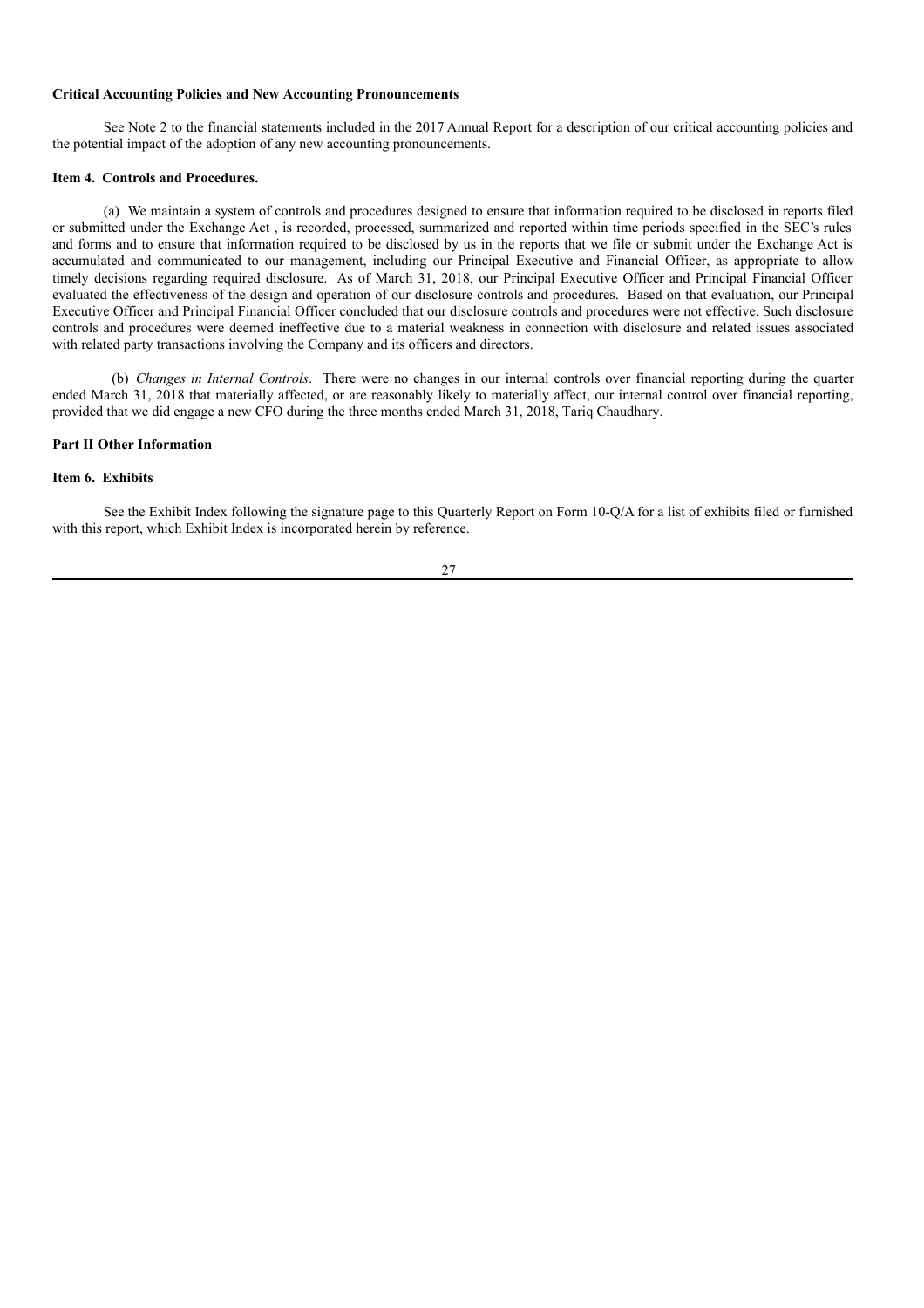**Critical Accounting Policies and New Accounting Pronouncements**

See Note 2 to the financial statements included in the 2017 Annual Report for a description of our critical accounting policies and the potential impact of the adoption of any new accounting pronouncements.

**Item 4. Controls and Procedures.**

(a) We maintain a system of controls and procedures designed to ensure that information required to be disclosed in reports filed or submitted under the Exchange Act , is recorded, processed, summarized and reported within time periods specified in the SEC's rules and forms and to ensure that information required to be disclosed by us in the reports that we file or submit under the Exchange Act is accumulated and communicated to our management, including our Principal Executive and Financial Officer, as appropriate to allow timely decisions regarding required disclosure. As of March 31, 2018, our Principal Executive Officer and Principal Financial Officer evaluated the effectiveness of the design and operation of our disclosure controls and procedures. Based on that evaluation, our Principal Executive Officer and Principal Financial Officer concluded that our disclosure controls and procedures were not effective. Such disclosure controls and procedures were deemed ineffective due to a material weakness in connection with disclosure and related issues associated with related party transactions involving the Company and its officers and directors.

(b) *Changes in Internal Controls*. There were no changes in our internal controls over financial reporting during the quarter ended March 31, 2018 that materially affected, or are reasonably likely to materially affect, our internal control over financial reporting, provided that we did engage a new CFO during the three months ended March 31, 2018, Tariq Chaudhary.

**Part II Other Information**

**Item 6. Exhibits**

See the Exhibit Index following the signature page to this Quarterly Report on Form 10-Q/A for a list of exhibits filed or furnished with this report, which Exhibit Index is incorporated herein by reference.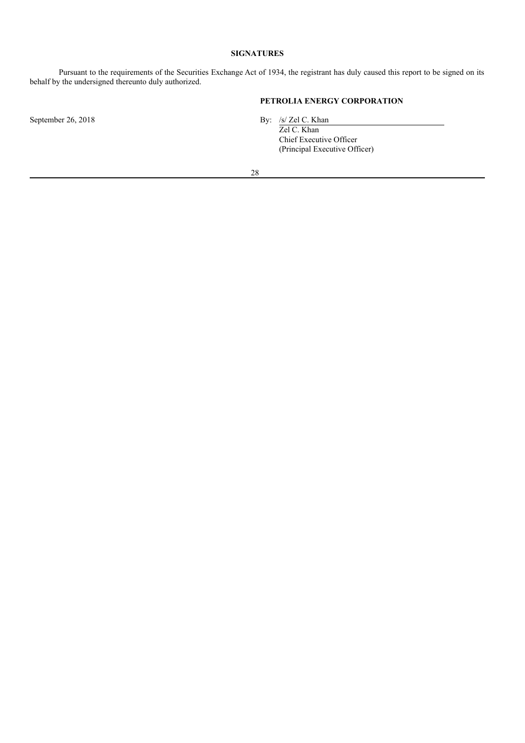## SIGNATURES

Pursuant to the requirements of the Securities Exchange Act of 1934, the registrant has duly caused this report to be signed on its behalf by the undersigned thereunto duly authorized.

**PETROLIA ENERGY CORPORATION**

September 26, 2018

By: /s/ Zel C. Khan
Zel C. Khan
Chief Executive Officer
(Principal Executive Officer)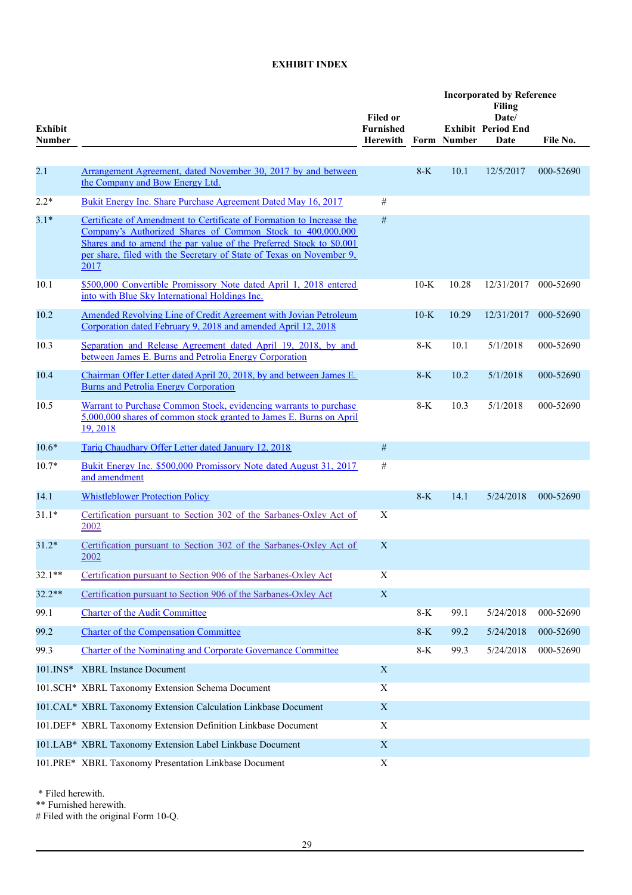# EXHIBIT INDEX

| Exhibit Number | | Filed or Furnished Herewith | Incorporated by Reference Form | Exhibit Number | Filing Date/ Period End Date | File No. |
|---|---|---|---|---|---|---|
| 2.1 | Arrangement Agreement, dated November 30, 2017 by and between the Company and Bow Energy Ltd. | | 8-K | 10.1 | 12/5/2017 | 000-52690 |
| 2.2* | Bukit Energy Inc. Share Purchase Agreement Dated May 16, 2017 | # | | | | |
| 3.1* | Certificate of Amendment to Certificate of Formation to Increase the Company's Authorized Shares of Common Stock to 400,000,000 Shares and to amend the par value of the Preferred Stock to $0.001 per share, filed with the Secretary of State of Texas on November 9, 2017 | # | | | | |
| 10.1 | $500,000 Convertible Promissory Note dated April 1, 2018 entered into with Blue Sky International Holdings Inc. | | 10-K | 10.28 | 12/31/2017 | 000-52690 |
| 10.2 | Amended Revolving Line of Credit Agreement with Jovian Petroleum Corporation dated February 9, 2018 and amended April 12, 2018 | | 10-K | 10.29 | 12/31/2017 | 000-52690 |
| 10.3 | Separation and Release Agreement dated April 19, 2018, by and between James E. Burns and Petrolia Energy Corporation | | 8-K | 10.1 | 5/1/2018 | 000-52690 |
| 10.4 | Chairman Offer Letter dated April 20, 2018, by and between James E. Burns and Petrolia Energy Corporation | | 8-K | 10.2 | 5/1/2018 | 000-52690 |
| 10.5 | Warrant to Purchase Common Stock, evidencing warrants to purchase 5,000,000 shares of common stock granted to James E. Burns on April 19, 2018 | | 8-K | 10.3 | 5/1/2018 | 000-52690 |
| 10.6* | Tariq Chaudhary Offer Letter dated January 12, 2018 | # | | | | |
| 10.7* | Bukit Energy Inc. $500,000 Promissory Note dated August 31, 2017 and amendment | # | | | | |
| 14.1 | Whistleblower Protection Policy | | 8-K | 14.1 | 5/24/2018 | 000-52690 |
| 31.1* | Certification pursuant to Section 302 of the Sarbanes-Oxley Act of 2002 | X | | | | |
| 31.2* | Certification pursuant to Section 302 of the Sarbanes-Oxley Act of 2002 | X | | | | |
| 32.1** | Certification pursuant to Section 906 of the Sarbanes-Oxley Act | X | | | | |
| 32.2** | Certification pursuant to Section 906 of the Sarbanes-Oxley Act | X | | | | |
| 99.1 | Charter of the Audit Committee | | 8-K | 99.1 | 5/24/2018 | 000-52690 |
| 99.2 | Charter of the Compensation Committee | | 8-K | 99.2 | 5/24/2018 | 000-52690 |
| 99.3 | Charter of the Nominating and Corporate Governance Committee | | 8-K | 99.3 | 5/24/2018 | 000-52690 |
| 101.INS* | XBRL Instance Document | X | | | | |
| 101.SCH* | XBRL Taxonomy Extension Schema Document | X | | | | |
| 101.CAL* | XBRL Taxonomy Extension Calculation Linkbase Document | X | | | | |
| 101.DEF* | XBRL Taxonomy Extension Definition Linkbase Document | X | | | | |
| 101.LAB* | XBRL Taxonomy Extension Label Linkbase Document | X | | | | |
| 101.PRE* | XBRL Taxonomy Presentation Linkbase Document | X | | | | |

\* Filed herewith.
** Furnished herewith.
# Filed with the original Form 10-Q.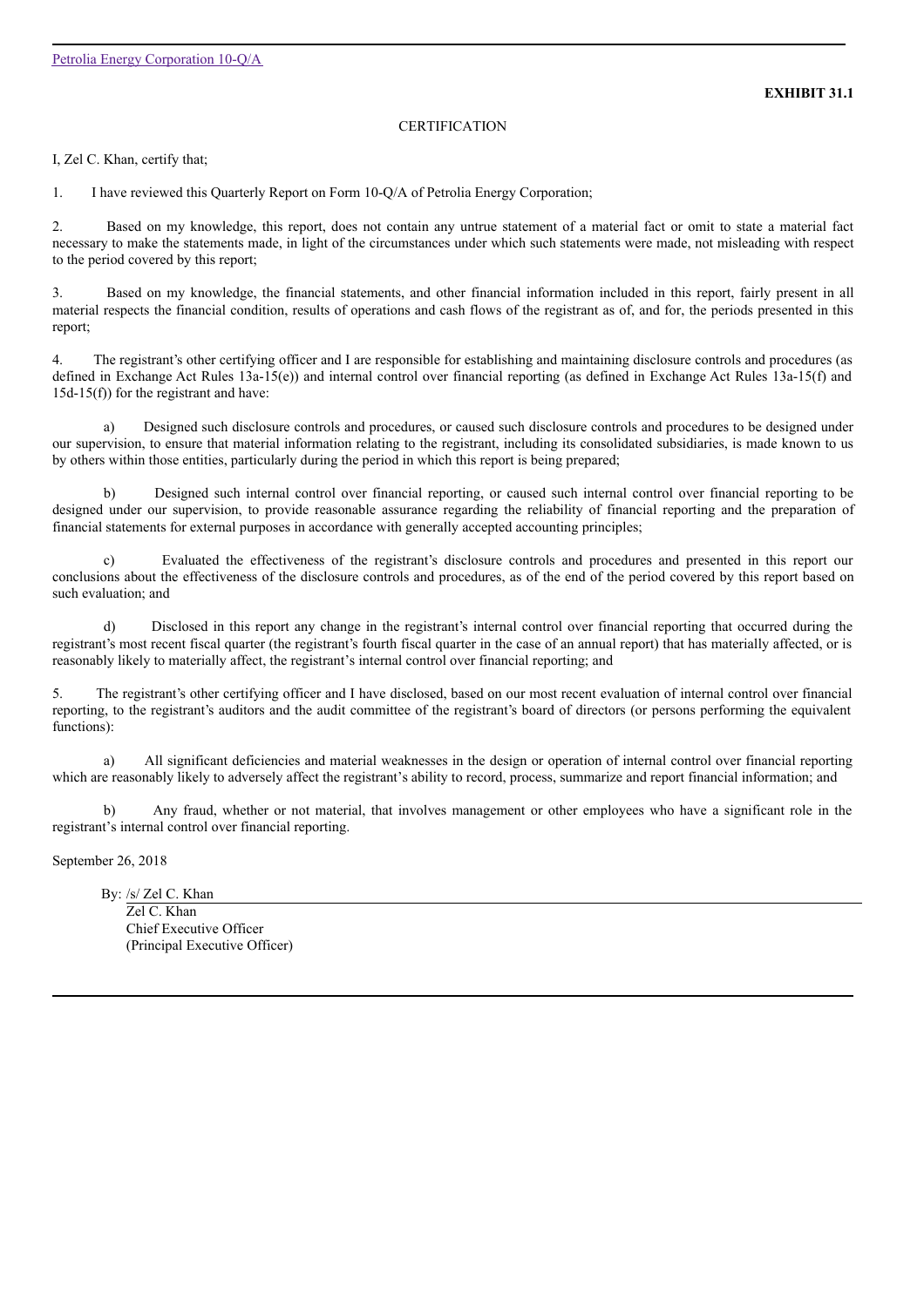**EXHIBIT 31.1**

CERTIFICATION

I, Zel C. Khan, certify that;

1. I have reviewed this Quarterly Report on Form 10-Q/A of Petrolia Energy Corporation;

2. Based on my knowledge, this report, does not contain any untrue statement of a material fact or omit to state a material fact necessary to make the statements made, in light of the circumstances under which such statements were made, not misleading with respect to the period covered by this report;

3. Based on my knowledge, the financial statements, and other financial information included in this report, fairly present in all material respects the financial condition, results of operations and cash flows of the registrant as of, and for, the periods presented in this report;

4. The registrant's other certifying officer and I are responsible for establishing and maintaining disclosure controls and procedures (as defined in Exchange Act Rules 13a-15(e)) and internal control over financial reporting (as defined in Exchange Act Rules 13a-15(f) and 15d-15(f)) for the registrant and have:

a) Designed such disclosure controls and procedures, or caused such disclosure controls and procedures to be designed under our supervision, to ensure that material information relating to the registrant, including its consolidated subsidiaries, is made known to us by others within those entities, particularly during the period in which this report is being prepared;

b) Designed such internal control over financial reporting, or caused such internal control over financial reporting to be designed under our supervision, to provide reasonable assurance regarding the reliability of financial reporting and the preparation of financial statements for external purposes in accordance with generally accepted accounting principles;

c) Evaluated the effectiveness of the registrant's disclosure controls and procedures and presented in this report our conclusions about the effectiveness of the disclosure controls and procedures, as of the end of the period covered by this report based on such evaluation; and

d) Disclosed in this report any change in the registrant's internal control over financial reporting that occurred during the registrant's most recent fiscal quarter (the registrant's fourth fiscal quarter in the case of an annual report) that has materially affected, or is reasonably likely to materially affect, the registrant's internal control over financial reporting; and

5. The registrant's other certifying officer and I have disclosed, based on our most recent evaluation of internal control over financial reporting, to the registrant's auditors and the audit committee of the registrant's board of directors (or persons performing the equivalent functions):

a) All significant deficiencies and material weaknesses in the design or operation of internal control over financial reporting which are reasonably likely to adversely affect the registrant's ability to record, process, summarize and report financial information; and

b) Any fraud, whether or not material, that involves management or other employees who have a significant role in the registrant's internal control over financial reporting.

September 26, 2018

By: /s/ Zel C. Khan
Zel C. Khan
Chief Executive Officer
(Principal Executive Officer)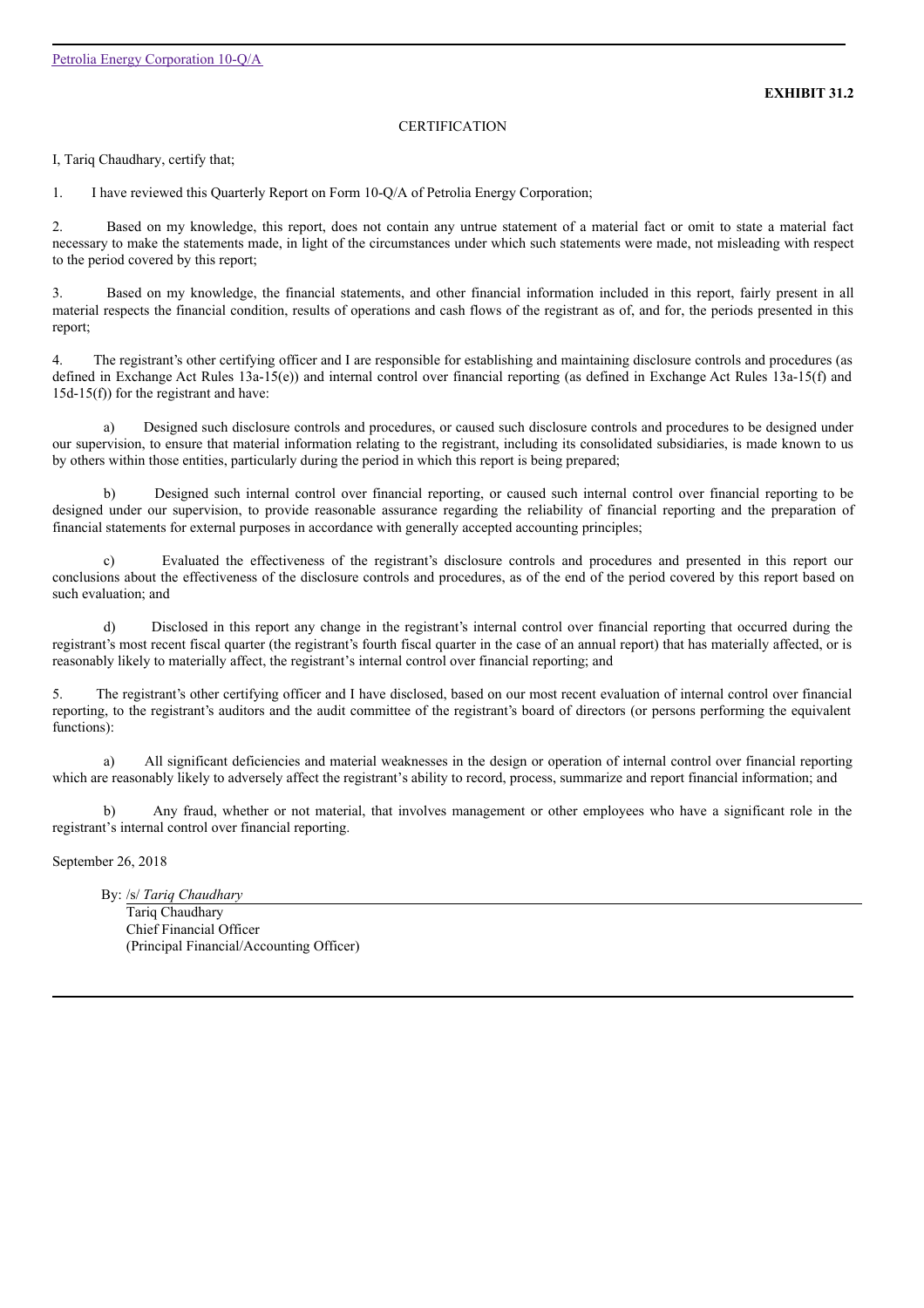**EXHIBIT 31.2**

CERTIFICATION

I, Tariq Chaudhary, certify that;

1. I have reviewed this Quarterly Report on Form 10-Q/A of Petrolia Energy Corporation;

2. Based on my knowledge, this report, does not contain any untrue statement of a material fact or omit to state a material fact necessary to make the statements made, in light of the circumstances under which such statements were made, not misleading with respect to the period covered by this report;

3. Based on my knowledge, the financial statements, and other financial information included in this report, fairly present in all material respects the financial condition, results of operations and cash flows of the registrant as of, and for, the periods presented in this report;

4. The registrant's other certifying officer and I are responsible for establishing and maintaining disclosure controls and procedures (as defined in Exchange Act Rules 13a-15(e)) and internal control over financial reporting (as defined in Exchange Act Rules 13a-15(f) and 15d-15(f)) for the registrant and have:

a) Designed such disclosure controls and procedures, or caused such disclosure controls and procedures to be designed under our supervision, to ensure that material information relating to the registrant, including its consolidated subsidiaries, is made known to us by others within those entities, particularly during the period in which this report is being prepared;

b) Designed such internal control over financial reporting, or caused such internal control over financial reporting to be designed under our supervision, to provide reasonable assurance regarding the reliability of financial reporting and the preparation of financial statements for external purposes in accordance with generally accepted accounting principles;

c) Evaluated the effectiveness of the registrant's disclosure controls and procedures and presented in this report our conclusions about the effectiveness of the disclosure controls and procedures, as of the end of the period covered by this report based on such evaluation; and

d) Disclosed in this report any change in the registrant's internal control over financial reporting that occurred during the registrant's most recent fiscal quarter (the registrant's fourth fiscal quarter in the case of an annual report) that has materially affected, or is reasonably likely to materially affect, the registrant's internal control over financial reporting; and

5. The registrant's other certifying officer and I have disclosed, based on our most recent evaluation of internal control over financial reporting, to the registrant's auditors and the audit committee of the registrant's board of directors (or persons performing the equivalent functions):

a) All significant deficiencies and material weaknesses in the design or operation of internal control over financial reporting which are reasonably likely to adversely affect the registrant's ability to record, process, summarize and report financial information; and

b) Any fraud, whether or not material, that involves management or other employees who have a significant role in the registrant's internal control over financial reporting.

September 26, 2018

By: /s/ *Tariq Chaudhary*
Tariq Chaudhary
Chief Financial Officer
(Principal Financial/Accounting Officer)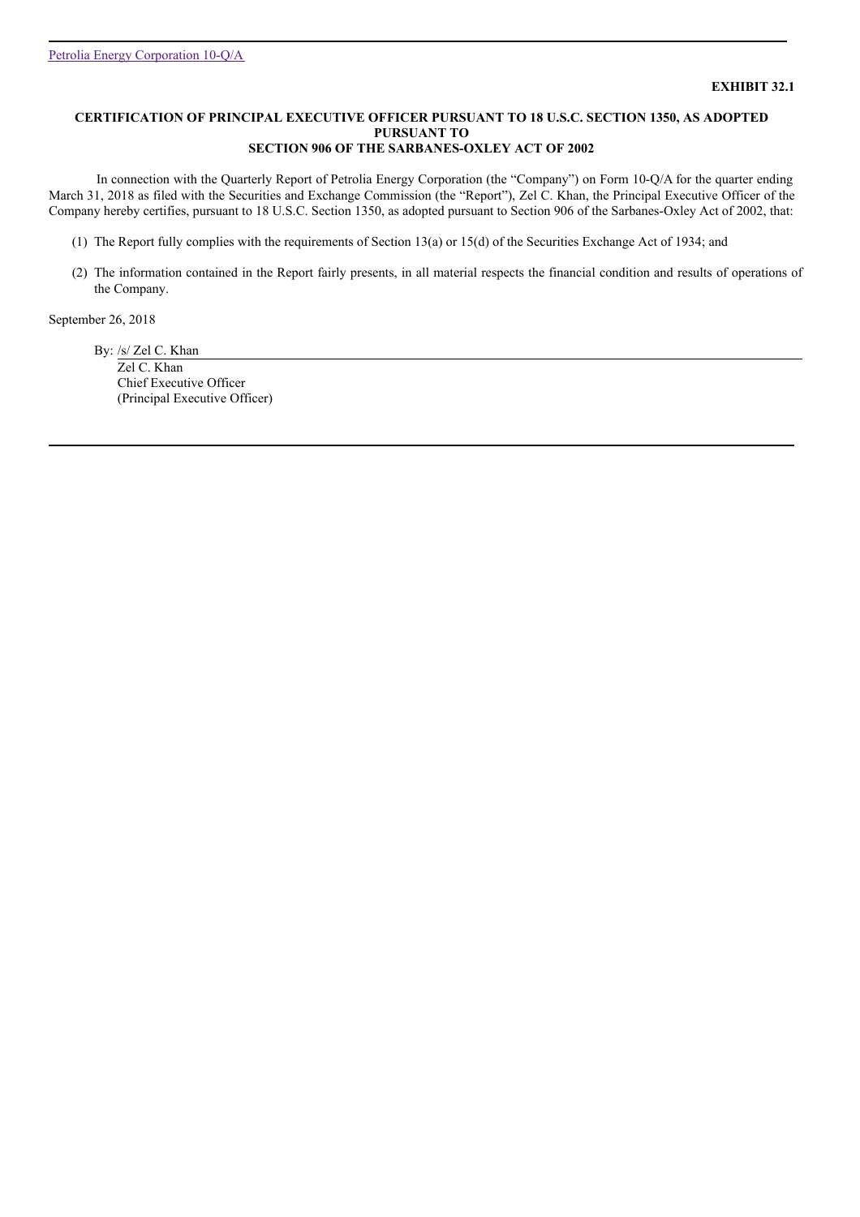**EXHIBIT 32.1**

**CERTIFICATION OF PRINCIPAL EXECUTIVE OFFICER PURSUANT TO 18 U.S.C. SECTION 1350, AS ADOPTED PURSUANT TO SECTION 906 OF THE SARBANES-OXLEY ACT OF 2002**

In connection with the Quarterly Report of Petrolia Energy Corporation (the "Company") on Form 10-Q/A for the quarter ending March 31, 2018 as filed with the Securities and Exchange Commission (the "Report"), Zel C. Khan, the Principal Executive Officer of the Company hereby certifies, pursuant to 18 U.S.C. Section 1350, as adopted pursuant to Section 906 of the Sarbanes-Oxley Act of 2002, that:

(1) The Report fully complies with the requirements of Section 13(a) or 15(d) of the Securities Exchange Act of 1934; and

(2) The information contained in the Report fairly presents, in all material respects the financial condition and results of operations of the Company.

September 26, 2018

By: /s/ Zel C. Khan
Zel C. Khan
Chief Executive Officer
(Principal Executive Officer)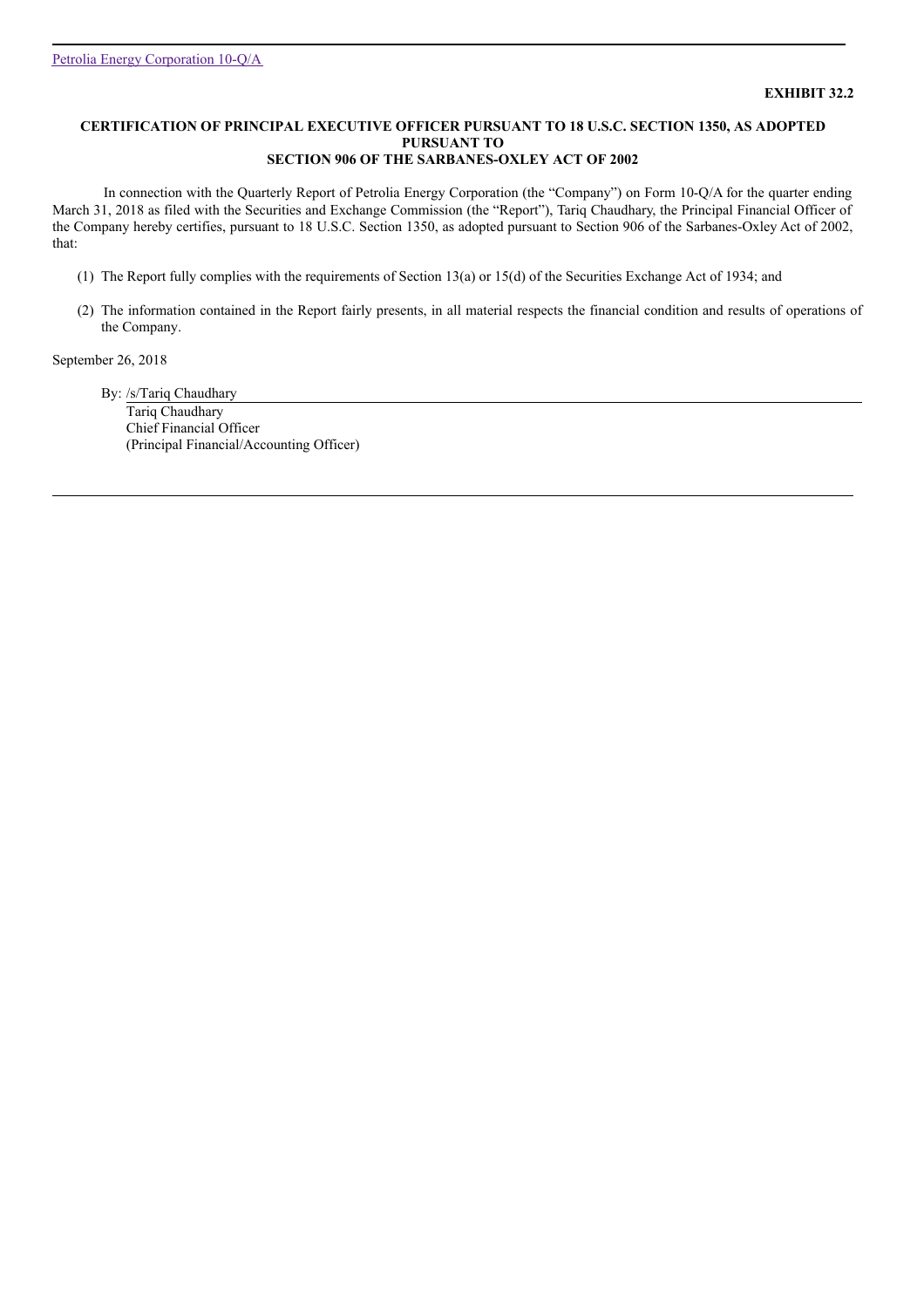**EXHIBIT 32.2**

**CERTIFICATION OF PRINCIPAL EXECUTIVE OFFICER PURSUANT TO 18 U.S.C. SECTION 1350, AS ADOPTED PURSUANT TO SECTION 906 OF THE SARBANES-OXLEY ACT OF 2002**

In connection with the Quarterly Report of Petrolia Energy Corporation (the "Company") on Form 10-Q/A for the quarter ending March 31, 2018 as filed with the Securities and Exchange Commission (the "Report"), Tariq Chaudhary, the Principal Financial Officer of the Company hereby certifies, pursuant to 18 U.S.C. Section 1350, as adopted pursuant to Section 906 of the Sarbanes-Oxley Act of 2002, that:

(1) The Report fully complies with the requirements of Section 13(a) or 15(d) of the Securities Exchange Act of 1934; and

(2) The information contained in the Report fairly presents, in all material respects the financial condition and results of operations of the Company.

September 26, 2018

By: /s/Tariq Chaudhary
Tariq Chaudhary
Chief Financial Officer
(Principal Financial/Accounting Officer)